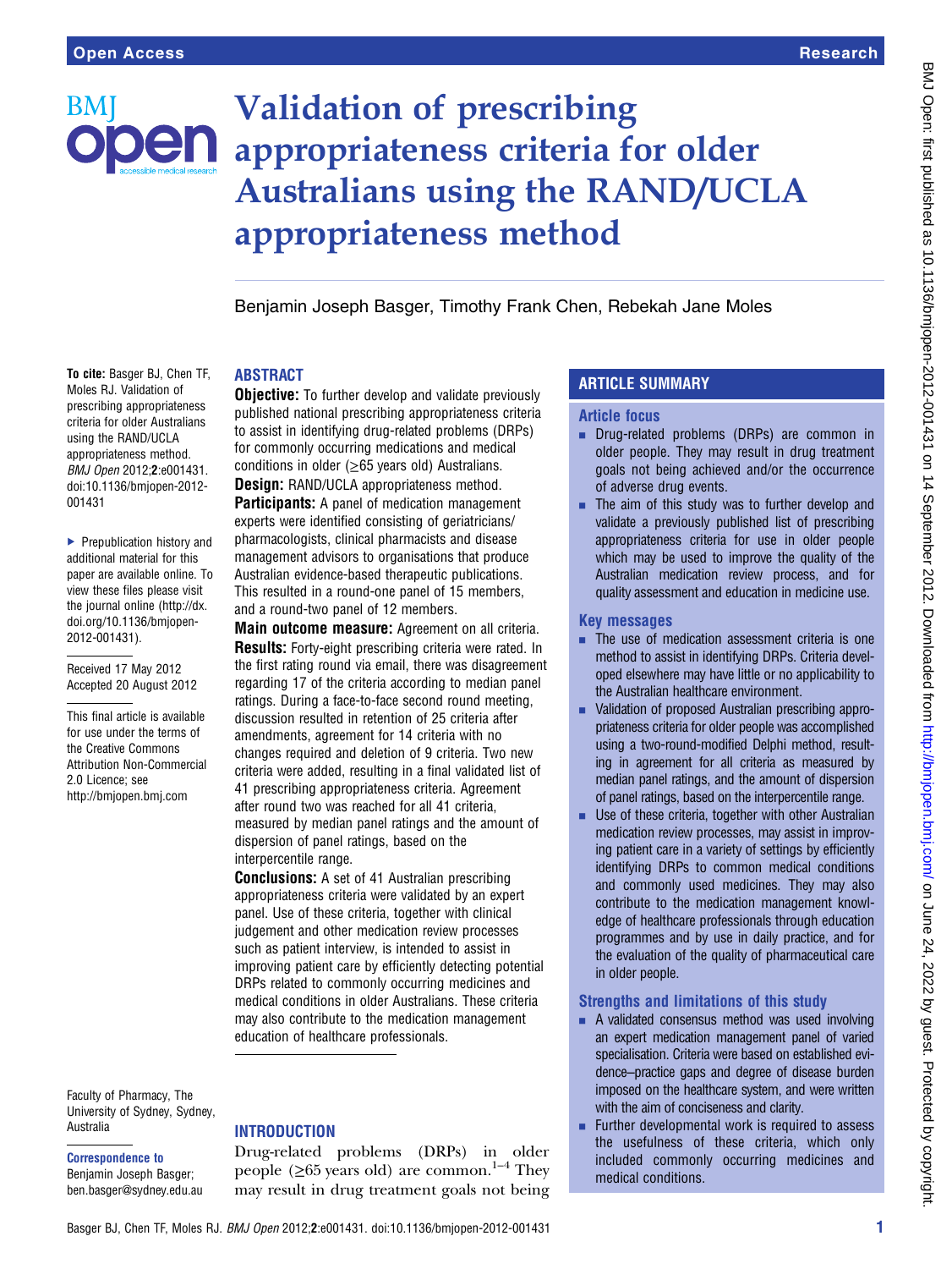# Validation of prescribing appropriateness criteria for older Australians using the RAND/UCLA appropriateness method

Benjamin Joseph Basger, Timothy Frank Chen, Rebekah Jane Moles

To cite: Basger BJ, Chen TF, Moles RJ. Validation of prescribing appropriateness criteria for older Australians using the RAND/UCLA appropriateness method. *BMJ Open* 2012;**2**:e001431. doi:10.1136/bmjopen-2012-001431

▸ Prepublication history and additional material for this paper are available online. To view these files please visit the journal online (http://dx.doi.org/10.1136/bmjopen-2012-001431).

Received 17 May 2012
Accepted 20 August 2012

This final article is available for use under the terms of the Creative Commons Attribution Non-Commercial 2.0 Licence; see http://bmjopen.bmj.com

Faculty of Pharmacy, The University of Sydney, Sydney, Australia

**Correspondence to**
Benjamin Joseph Basger; ben.basger@sydney.edu.au

## ABSTRACT

**Objective:** To further develop and validate previously published national prescribing appropriateness criteria to assist in identifying drug-related problems (DRPs) for commonly occurring medications and medical conditions in older (≥65 years old) Australians.

**Design:** RAND/UCLA appropriateness method.

**Participants:** A panel of medication management experts were identified consisting of geriatricians/pharmacologists, clinical pharmacists and disease management advisors to organisations that produce Australian evidence-based therapeutic publications. This resulted in a round-one panel of 15 members, and a round-two panel of 12 members.

**Main outcome measure:** Agreement on all criteria.

**Results:** Forty-eight prescribing criteria were rated. In the first rating round via email, there was disagreement regarding 17 of the criteria according to median panel ratings. During a face-to-face second round meeting, discussion resulted in retention of 25 criteria after amendments, agreement for 14 criteria with no changes required and deletion of 9 criteria. Two new criteria were added, resulting in a final validated list of 41 prescribing appropriateness criteria. Agreement after round two was reached for all 41 criteria, measured by median panel ratings and the amount of dispersion of panel ratings, based on the interpercentile range.

**Conclusions:** A set of 41 Australian prescribing appropriateness criteria were validated by an expert panel. Use of these criteria, together with clinical judgement and other medication review processes such as patient interview, is intended to assist in improving patient care by efficiently detecting potential DRPs related to commonly occurring medicines and medical conditions in older Australians. These criteria may also contribute to the medication management education of healthcare professionals.

## ARTICLE SUMMARY

### Article focus

- Drug-related problems (DRPs) are common in older people. They may result in drug treatment goals not being achieved and/or the occurrence of adverse drug events.
- The aim of this study was to further develop and validate a previously published list of prescribing appropriateness criteria for use in older people which may be used to improve the quality of the Australian medication review process, and for quality assessment and education in medicine use.

### Key messages

- The use of medication assessment criteria is one method to assist in identifying DRPs. Criteria developed elsewhere may have little or no applicability to the Australian healthcare environment.
- Validation of proposed Australian prescribing appropriateness criteria for older people was accomplished using a two-round-modified Delphi method, resulting in agreement for all criteria as measured by median panel ratings, and the amount of dispersion of panel ratings, based on the interpercentile range.
- Use of these criteria, together with other Australian medication review processes, may assist in improving patient care in a variety of settings by efficiently identifying DRPs to common medical conditions and commonly used medicines. They may also contribute to the medication management knowledge of healthcare professionals through education programmes and by use in daily practice, and for the evaluation of the quality of pharmaceutical care in older people.

### Strengths and limitations of this study

- A validated consensus method was used involving an expert medication management panel of varied specialisation. Criteria were based on established evidence–practice gaps and degree of disease burden imposed on the healthcare system, and were written with the aim of conciseness and clarity.
- Further developmental work is required to assess the usefulness of these criteria, which only included commonly occurring medicines and medical conditions.

## INTRODUCTION

Drug-related problems (DRPs) in older people (≥65 years old) are common.[1–4] They may result in drug treatment goals not being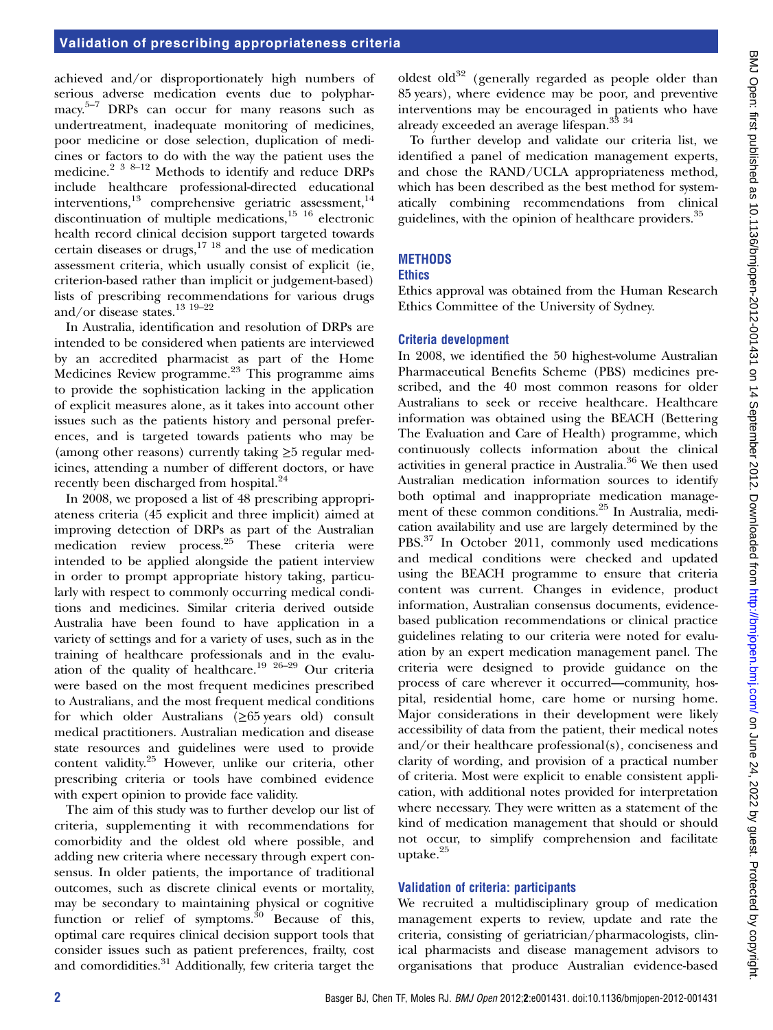achieved and/or disproportionately high numbers of serious adverse medication events due to polypharmacy.[5–7] DRPs can occur for many reasons such as undertreatment, inadequate monitoring of medicines, poor medicine or dose selection, duplication of medicines or factors to do with the way the patient uses the medicine.[2 3 8–12] Methods to identify and reduce DRPs include healthcare professional-directed educational interventions,[13] comprehensive geriatric assessment,[14] discontinuation of multiple medications,[15 16] electronic health record clinical decision support targeted towards certain diseases or drugs,[17 18] and the use of medication assessment criteria, which usually consist of explicit (ie, criterion-based rather than implicit or judgement-based) lists of prescribing recommendations for various drugs and/or disease states.[13 19–22]

In Australia, identification and resolution of DRPs are intended to be considered when patients are interviewed by an accredited pharmacist as part of the Home Medicines Review programme.[23] This programme aims to provide the sophistication lacking in the application of explicit measures alone, as it takes into account other issues such as the patients history and personal preferences, and is targeted towards patients who may be (among other reasons) currently taking ≥5 regular medicines, attending a number of different doctors, or have recently been discharged from hospital.[24]

In 2008, we proposed a list of 48 prescribing appropriateness criteria (45 explicit and three implicit) aimed at improving detection of DRPs as part of the Australian medication review process.[25] These criteria were intended to be applied alongside the patient interview in order to prompt appropriate history taking, particularly with respect to commonly occurring medical conditions and medicines. Similar criteria derived outside Australia have been found to have application in a variety of settings and for a variety of uses, such as in the training of healthcare professionals and in the evaluation of the quality of healthcare.[19 26–29] Our criteria were based on the most frequent medicines prescribed to Australians, and the most frequent medical conditions for which older Australians (≥65 years old) consult medical practitioners. Australian medication and disease state resources and guidelines were used to provide content validity.[25] However, unlike our criteria, other prescribing criteria or tools have combined evidence with expert opinion to provide face validity.

The aim of this study was to further develop our list of criteria, supplementing it with recommendations for comorbidity and the oldest old where possible, and adding new criteria where necessary through expert consensus. In older patients, the importance of traditional outcomes, such as discrete clinical events or mortality, may be secondary to maintaining physical or cognitive function or relief of symptoms.[30] Because of this, optimal care requires clinical decision support tools that consider issues such as patient preferences, frailty, cost and comordidities.[31] Additionally, few criteria target the oldest old[32] (generally regarded as people older than 85 years), where evidence may be poor, and preventive interventions may be encouraged in patients who have already exceeded an average lifespan.[33 34]

To further develop and validate our criteria list, we identified a panel of medication management experts, and chose the RAND/UCLA appropriateness method, which has been described as the best method for systematically combining recommendations from clinical guidelines, with the opinion of healthcare providers.[35]

## METHODS

### Ethics

Ethics approval was obtained from the Human Research Ethics Committee of the University of Sydney.

### Criteria development

In 2008, we identified the 50 highest-volume Australian Pharmaceutical Benefits Scheme (PBS) medicines prescribed, and the 40 most common reasons for older Australians to seek or receive healthcare. Healthcare information was obtained using the BEACH (Bettering The Evaluation and Care of Health) programme, which continuously collects information about the clinical activities in general practice in Australia.[36] We then used Australian medication information sources to identify both optimal and inappropriate medication management of these common conditions.[25] In Australia, medication availability and use are largely determined by the PBS.[37] In October 2011, commonly used medications and medical conditions were checked and updated using the BEACH programme to ensure that criteria content was current. Changes in evidence, product information, Australian consensus documents, evidence-based publication recommendations or clinical practice guidelines relating to our criteria were noted for evaluation by an expert medication management panel. The criteria were designed to provide guidance on the process of care wherever it occurred—community, hospital, residential home, care home or nursing home. Major considerations in their development were likely accessibility of data from the patient, their medical notes and/or their healthcare professional(s), conciseness and clarity of wording, and provision of a practical number of criteria. Most were explicit to enable consistent application, with additional notes provided for interpretation where necessary. They were written as a statement of the kind of medication management that should or should not occur, to simplify comprehension and facilitate uptake.[25]

### Validation of criteria: participants

We recruited a multidisciplinary group of medication management experts to review, update and rate the criteria, consisting of geriatrician/pharmacologists, clinical pharmacists and disease management advisors to organisations that produce Australian evidence-based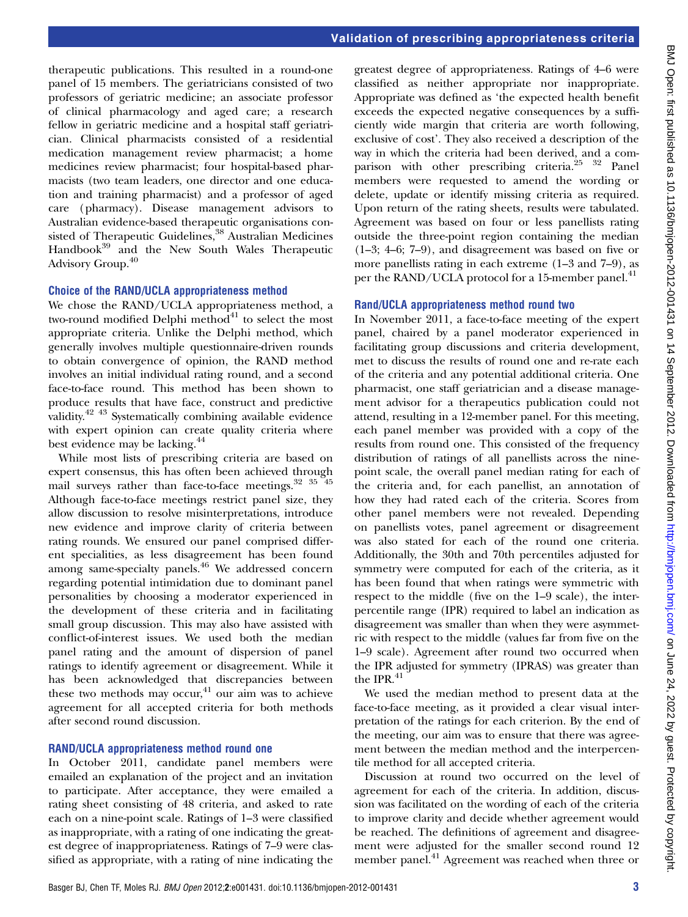therapeutic publications. This resulted in a round-one panel of 15 members. The geriatricians consisted of two professors of geriatric medicine; an associate professor of clinical pharmacology and aged care; a research fellow in geriatric medicine and a hospital staff geriatrician. Clinical pharmacists consisted of a residential medication management review pharmacist; a home medicines review pharmacist; four hospital-based pharmacists (two team leaders, one director and one education and training pharmacist) and a professor of aged care (pharmacy). Disease management advisors to Australian evidence-based therapeutic organisations consisted of Therapeutic Guidelines,[38] Australian Medicines Handbook[39] and the New South Wales Therapeutic Advisory Group.[40]

### Choice of the RAND/UCLA appropriateness method

We chose the RAND/UCLA appropriateness method, a two-round modified Delphi method[41] to select the most appropriate criteria. Unlike the Delphi method, which generally involves multiple questionnaire-driven rounds to obtain convergence of opinion, the RAND method involves an initial individual rating round, and a second face-to-face round. This method has been shown to produce results that have face, construct and predictive validity.[42 43] Systematically combining available evidence with expert opinion can create quality criteria where best evidence may be lacking.[44]

While most lists of prescribing criteria are based on expert consensus, this has often been achieved through mail surveys rather than face-to-face meetings.[32 35 45] Although face-to-face meetings restrict panel size, they allow discussion to resolve misinterpretations, introduce new evidence and improve clarity of criteria between rating rounds. We ensured our panel comprised different specialities, as less disagreement has been found among same-specialty panels.[46] We addressed concern regarding potential intimidation due to dominant panel personalities by choosing a moderator experienced in the development of these criteria and in facilitating small group discussion. This may also have assisted with conflict-of-interest issues. We used both the median panel rating and the amount of dispersion of panel ratings to identify agreement or disagreement. While it has been acknowledged that discrepancies between these two methods may occur,[41] our aim was to achieve agreement for all accepted criteria for both methods after second round discussion.

### RAND/UCLA appropriateness method round one

In October 2011, candidate panel members were emailed an explanation of the project and an invitation to participate. After acceptance, they were emailed a rating sheet consisting of 48 criteria, and asked to rate each on a nine-point scale. Ratings of 1–3 were classified as inappropriate, with a rating of one indicating the greatest degree of inappropriateness. Ratings of 7–9 were classified as appropriate, with a rating of nine indicating the greatest degree of appropriateness. Ratings of 4–6 were classified as neither appropriate nor inappropriate. Appropriate was defined as 'the expected health benefit exceeds the expected negative consequences by a sufficiently wide margin that criteria are worth following, exclusive of cost'. They also received a description of the way in which the criteria had been derived, and a comparison with other prescribing criteria.[25 32] Panel members were requested to amend the wording or delete, update or identify missing criteria as required. Upon return of the rating sheets, results were tabulated. Agreement was based on four or less panellists rating outside the three-point region containing the median (1–3; 4–6; 7–9), and disagreement was based on five or more panellists rating in each extreme (1–3 and 7–9), as per the RAND/UCLA protocol for a 15-member panel.[41]

### Rand/UCLA appropriateness method round two

In November 2011, a face-to-face meeting of the expert panel, chaired by a panel moderator experienced in facilitating group discussions and criteria development, met to discuss the results of round one and re-rate each of the criteria and any potential additional criteria. One pharmacist, one staff geriatrician and a disease management advisor for a therapeutics publication could not attend, resulting in a 12-member panel. For this meeting, each panel member was provided with a copy of the results from round one. This consisted of the frequency distribution of ratings of all panellists across the nine-point scale, the overall panel median rating for each of the criteria and, for each panellist, an annotation of how they had rated each of the criteria. Scores from other panel members were not revealed. Depending on panellists votes, panel agreement or disagreement was also stated for each of the round one criteria. Additionally, the 30th and 70th percentiles adjusted for symmetry were computed for each of the criteria, as it has been found that when ratings were symmetric with respect to the middle (five on the 1–9 scale), the interpercentile range (IPR) required to label an indication as disagreement was smaller than when they were asymmetric with respect to the middle (values far from five on the 1–9 scale). Agreement after round two occurred when the IPR adjusted for symmetry (IPRAS) was greater than the IPR.[41]

We used the median method to present data at the face-to-face meeting, as it provided a clear visual interpretation of the ratings for each criterion. By the end of the meeting, our aim was to ensure that there was agreement between the median method and the interpercentile method for all accepted criteria.

Discussion at round two occurred on the level of agreement for each of the criteria. In addition, discussion was facilitated on the wording of each of the criteria to improve clarity and decide whether agreement would be reached. The definitions of agreement and disagreement were adjusted for the smaller second round 12 member panel.[41] Agreement was reached when three or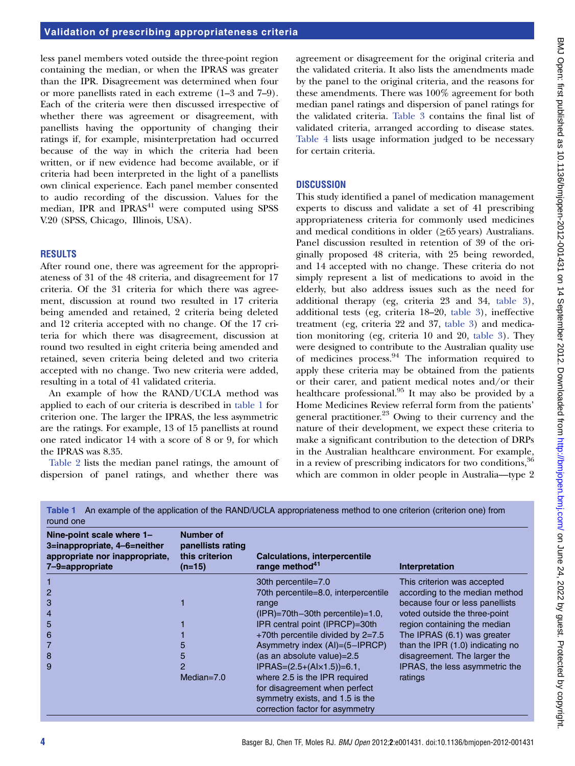less panel members voted outside the three-point region containing the median, or when the IPRAS was greater than the IPR. Disagreement was determined when four or more panellists rated in each extreme (1–3 and 7–9). Each of the criteria were then discussed irrespective of whether there was agreement or disagreement, with panellists having the opportunity of changing their ratings if, for example, misinterpretation had occurred because of the way in which the criteria had been written, or if new evidence had become available, or if criteria had been interpreted in the light of a panellists own clinical experience. Each panel member consented to audio recording of the discussion. Values for the median, IPR and IPRAS[41] were computed using SPSS V.20 (SPSS, Chicago, Illinois, USA).

## RESULTS

After round one, there was agreement for the appropriateness of 31 of the 48 criteria, and disagreement for 17 criteria. Of the 31 criteria for which there was agreement, discussion at round two resulted in 17 criteria being amended and retained, 2 criteria being deleted and 12 criteria accepted with no change. Of the 17 criteria for which there was disagreement, discussion at round two resulted in eight criteria being amended and retained, seven criteria being deleted and two criteria accepted with no change. Two new criteria were added, resulting in a total of 41 validated criteria.

An example of how the RAND/UCLA method was applied to each of our criteria is described in table 1 for criterion one. The larger the IPRAS, the less asymmetric are the ratings. For example, 13 of 15 panellists at round one rated indicator 14 with a score of 8 or 9, for which the IPRAS was 8.35.

Table 2 lists the median panel ratings, the amount of dispersion of panel ratings, and whether there was agreement or disagreement for the original criteria and the validated criteria. It also lists the amendments made by the panel to the original criteria, and the reasons for these amendments. There was 100% agreement for both median panel ratings and dispersion of panel ratings for the validated criteria. Table 3 contains the final list of validated criteria, arranged according to disease states. Table 4 lists usage information judged to be necessary for certain criteria.

## DISCUSSION

This study identified a panel of medication management experts to discuss and validate a set of 41 prescribing appropriateness criteria for commonly used medicines and medical conditions in older (≥65 years) Australians. Panel discussion resulted in retention of 39 of the originally proposed 48 criteria, with 25 being reworded, and 14 accepted with no change. These criteria do not simply represent a list of medications to avoid in the elderly, but also address issues such as the need for additional therapy (eg, criteria 23 and 34, table 3), additional tests (eg, criteria 18–20, table 3), ineffective treatment (eg, criteria 22 and 37, table 3) and medication monitoring (eg, criteria 10 and 20, table 3). They were designed to contribute to the Australian quality use of medicines process.[94] The information required to apply these criteria may be obtained from the patients or their carer, and patient medical notes and/or their healthcare professional.[95] It may also be provided by a Home Medicines Review referral form from the patients' general practitioner.[23] Owing to their currency and the nature of their development, we expect these criteria to make a significant contribution to the detection of DRPs in the Australian healthcare environment. For example, in a review of prescribing indicators for two conditions,[36] which are common in older people in Australia—type 2

**Table 1** An example of the application of the RAND/UCLA appropriateness method to one criterion (criterion one) from round one

| Nine-point scale where 1–3=inappropriate, 4–6=neither appropriate nor inappropriate, 7–9=appropriate | Number of panellists rating this criterion (n=15) | Calculations, interpercentile range method[41] | Interpretation |
|---|---|---|---|
| 1 | | 30th percentile=7.0 | This criterion was accepted according to the median method because four or less panellists voted outside the three-point region containing the median |
| 2 | | 70th percentile=8.0, interpercentile range | |
| 3 | 1 | (IPR)=70th−30th percentile)=1.0, | |
| 4 | | IPR central point (IPRCP)=30th | The IPRAS (6.1) was greater than the IPR (1.0) indicating no disagreement. The larger the IPRAS, the less asymmetric the ratings |
| 5 | 1 | +70th percentile divided by 2=7.5 | |
| 6 | 1 | Asymmetry index (AI)=(5−IPRCP) | |
| 7 | 5 | (as an absolute value)=2.5 | |
| 8 | 5 | IPRAS=(2.5+(AI×1.5))=6.1, | |
| 9 | 2 | where 2.5 is the IPR required for disagreement when perfect symmetry exists, and 1.5 is the correction factor for asymmetry | |
| | Median=7.0 | | |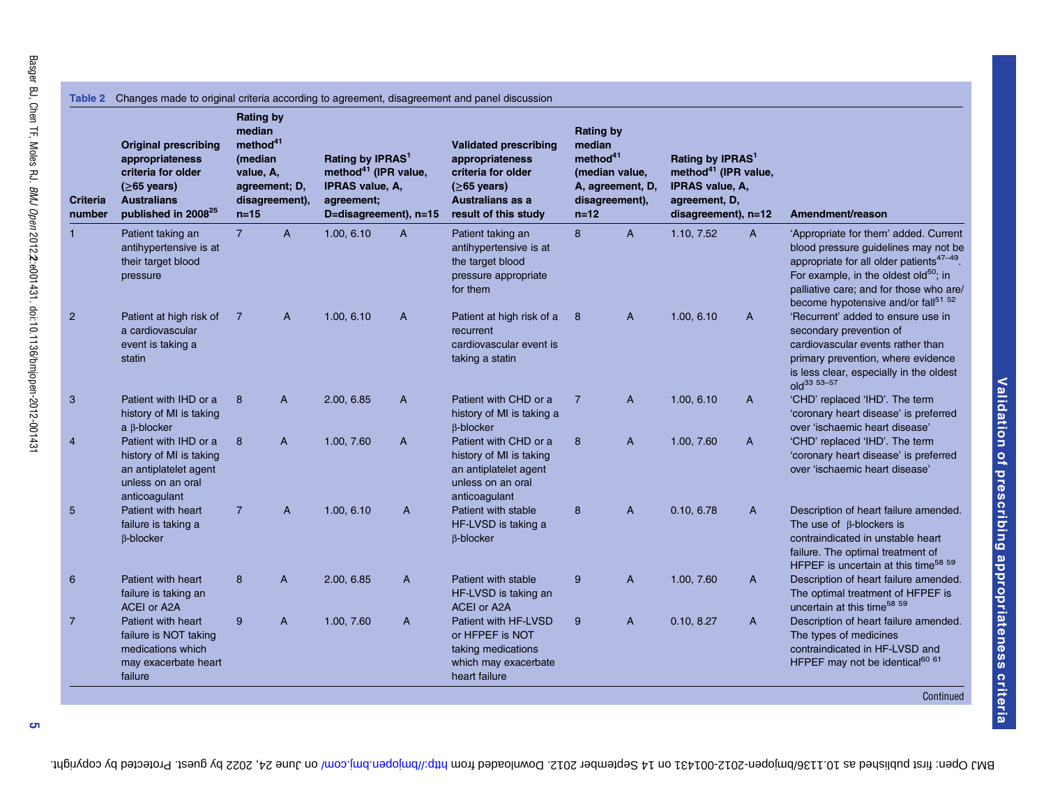**Table 2** Changes made to original criteria according to agreement, disagreement and panel discussion

| Criteria number | Original prescribing appropriateness criteria for older (≥65 years) Australians published in 2008[25] | Rating by median method[41] (median value, A, agreement; D, disagreement), n=15 | | Rating by IPRAS[1] method[41] (IPR value, IPRAS value, A, agreement; D=disagreement), n=15 | | Validated prescribing appropriateness criteria for older (≥65 years) Australians as a result of this study | Rating by median method[41] (median value, A, agreement, D, disagreement), n=12 | | Rating by IPRAS[1] method[41] (IPR value, IPRAS value, A, agreement, D, disagreement), n=12 | | Amendment/reason |
|---|---|---|---|---|---|---|---|---|---|---|---|
| 1 | Patient taking an antihypertensive is at their target blood pressure | 7 | A | 1.00, 6.10 | A | Patient taking an antihypertensive is at the target blood pressure appropriate for them | 8 | A | 1.10, 7.52 | A | 'Appropriate for them' added. Current blood pressure guidelines may not be appropriate for all older patients[47–49]. For example, in the oldest old[50]; in palliative care; and for those who are/become hypotensive and/or fall[51 52] |
| 2 | Patient at high risk of a cardiovascular event is taking a statin | 7 | A | 1.00, 6.10 | A | Patient at high risk of a recurrent cardiovascular event is taking a statin | 8 | A | 1.00, 6.10 | A | 'Recurrent' added to ensure use in secondary prevention of cardiovascular events rather than primary prevention, where evidence is less clear, especially in the oldest old[33 53–57] |
| 3 | Patient with IHD or a history of MI is taking a β-blocker | 8 | A | 2.00, 6.85 | A | Patient with CHD or a history of MI is taking a β-blocker | 7 | A | 1.00, 6.10 | A | 'CHD' replaced 'IHD'. The term 'coronary heart disease' is preferred over 'ischaemic heart disease' |
| 4 | Patient with IHD or a history of MI is taking an antiplatelet agent unless on an oral anticoagulant | 8 | A | 1.00, 7.60 | A | Patient with CHD or a history of MI is taking an antiplatelet agent unless on an oral anticoagulant | 8 | A | 1.00, 7.60 | A | 'CHD' replaced 'IHD'. The term 'coronary heart disease' is preferred over 'ischaemic heart disease' |
| 5 | Patient with heart failure is taking a β-blocker | 7 | A | 1.00, 6.10 | A | Patient with stable HF-LVSD is taking a β-blocker | 8 | A | 0.10, 6.78 | A | Description of heart failure amended. The use of β-blockers is contraindicated in unstable heart failure. The optimal treatment of HFPEF is uncertain at this time[58 59] |
| 6 | Patient with heart failure is taking an ACEI or A2A | 8 | A | 2.00, 6.85 | A | Patient with stable HF-LVSD is taking an ACEI or A2A | 9 | A | 1.00, 7.60 | A | Description of heart failure amended. The optimal treatment of HFPEF is uncertain at this time[58 59] |
| 7 | Patient with heart failure is NOT taking medications which may exacerbate heart failure | 9 | A | 1.00, 7.60 | A | Patient with HF-LVSD or HFPEF is NOT taking medications which may exacerbate heart failure | 9 | A | 0.10, 8.27 | A | Description of heart failure amended. The types of medicines contraindicated in HF-LVSD and HFPEF may not be identical[60 61] |

Continued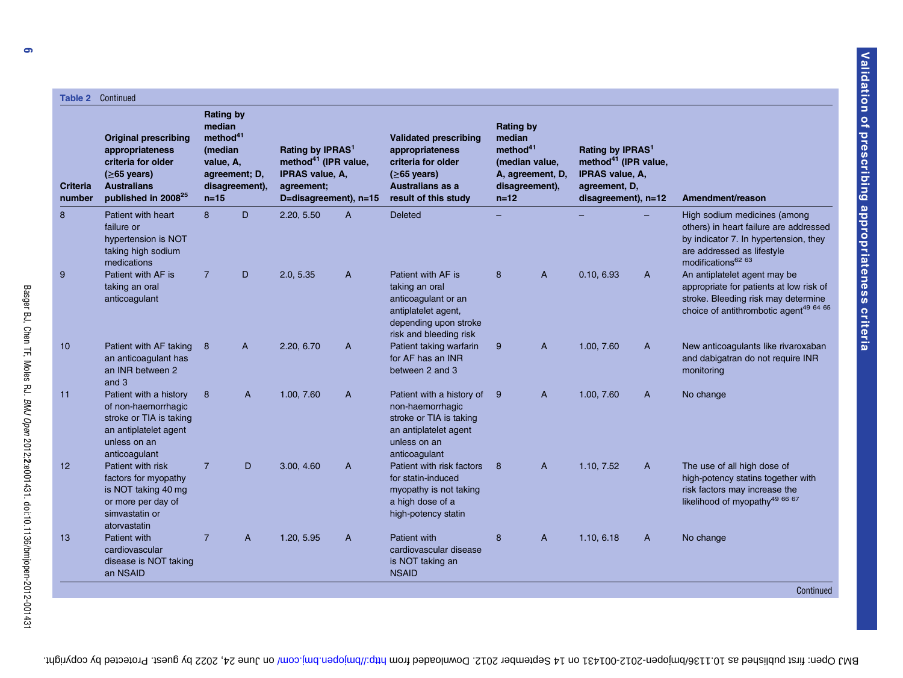**Table 2** Continued

| Criteria number | Original prescribing appropriateness criteria for older (≥65 years) Australians published in 2008[25] | Rating by median method[41] (median value, A, agreement; D, disagreement), n=15 | | Rating by IPRAS[1] method[41] (IPR value, IPRAS value, A, agreement; D=disagreement), n=15 | | Validated prescribing appropriateness criteria for older (≥65 years) Australians as a result of this study | Rating by median method[41] (median value, A, agreement, D, disagreement), n=12 | | Rating by IPRAS[1] method[41] (IPR value, IPRAS value, A, agreement, D, disagreement), n=12 | | Amendment/reason |
|---|---|---|---|---|---|---|---|---|---|---|---|
| 8 | Patient with heart failure or hypertension is NOT taking high sodium medications | 8 | D | 2.20, 5.50 | A | Deleted | – | | – | – | High sodium medicines (among others) in heart failure are addressed by indicator 7. In hypertension, they are addressed as lifestyle modifications[62 63] |
| 9 | Patient with AF is taking an oral anticoagulant | 7 | D | 2.0, 5.35 | A | Patient with AF is taking an oral anticoagulant or an antiplatelet agent, depending upon stroke risk and bleeding risk | 8 | A | 0.10, 6.93 | A | An antiplatelet agent may be appropriate for patients at low risk of stroke. Bleeding risk may determine choice of antithrombotic agent[49 64 65] |
| 10 | Patient with AF taking an anticoagulant has an INR between 2 and 3 | 8 | A | 2.20, 6.70 | A | Patient taking warfarin for AF has an INR between 2 and 3 | 9 | A | 1.00, 7.60 | A | New anticoagulants like rivaroxaban and dabigatran do not require INR monitoring |
| 11 | Patient with a history of non-haemorrhagic stroke or TIA is taking an antiplatelet agent unless on an anticoagulant | 8 | A | 1.00, 7.60 | A | Patient with a history of non-haemorrhagic stroke or TIA is taking an antiplatelet agent unless on an anticoagulant | 9 | A | 1.00, 7.60 | A | No change |
| 12 | Patient with risk factors for myopathy is NOT taking 40 mg or more per day of simvastatin or atorvastatin | 7 | D | 3.00, 4.60 | A | Patient with risk factors for statin-induced myopathy is not taking a high dose of a high-potency statin | 8 | A | 1.10, 7.52 | A | The use of all high dose of high-potency statins together with risk factors may increase the likelihood of myopathy[49 66 67] |
| 13 | Patient with cardiovascular disease is NOT taking an NSAID | 7 | A | 1.20, 5.95 | A | Patient with cardiovascular disease is NOT taking an NSAID | 8 | A | 1.10, 6.18 | A | No change |

Continued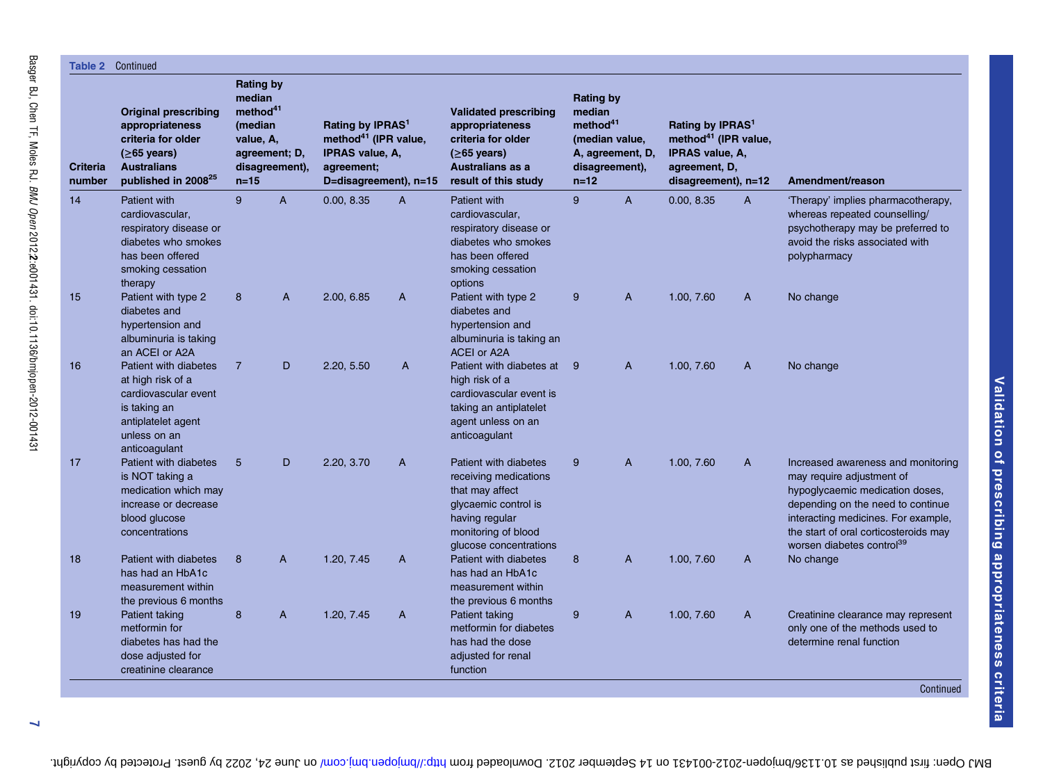**Table 2** Continued

| Criteria number | Original prescribing appropriateness criteria for older (≥65 years) Australians published in 2008[25] | Rating by median method[41] (median value, A, agreement; D, disagreement), n=15 | | Rating by IPRAS[1] method[41] (IPR value, IPRAS value, A, agreement; D=disagreement), n=15 | | Validated prescribing appropriateness criteria for older (≥65 years) Australians as a result of this study | Rating by median method[41] (median value, A, agreement, D, disagreement), n=12 | | Rating by IPRAS[1] method[41] (IPR value, IPRAS value, A, agreement, D, disagreement), n=12 | | Amendment/reason |
|---|---|---|---|---|---|---|---|---|---|---|---|
| 14 | Patient with cardiovascular, respiratory disease or diabetes who smokes has been offered smoking cessation therapy | 9 | A | 0.00, 8.35 | A | Patient with cardiovascular, respiratory disease or diabetes who smokes has been offered smoking cessation options | 9 | A | 0.00, 8.35 | A | 'Therapy' implies pharmacotherapy, whereas repeated counselling/ psychotherapy may be preferred to avoid the risks associated with polypharmacy |
| 15 | Patient with type 2 diabetes and hypertension and albuminuria is taking an ACEI or A2A | 8 | A | 2.00, 6.85 | A | Patient with type 2 diabetes and hypertension and albuminuria is taking an ACEI or A2A | 9 | A | 1.00, 7.60 | A | No change |
| 16 | Patient with diabetes at high risk of a cardiovascular event is taking an antiplatelet agent unless on an anticoagulant | 7 | D | 2.20, 5.50 | A | Patient with diabetes at high risk of a cardiovascular event is taking an antiplatelet agent unless on an anticoagulant | 9 | A | 1.00, 7.60 | A | No change |
| 17 | Patient with diabetes is NOT taking a medication which may increase or decrease blood glucose concentrations | 5 | D | 2.20, 3.70 | A | Patient with diabetes receiving medications that may affect glycaemic control is having regular monitoring of blood glucose concentrations | 9 | A | 1.00, 7.60 | A | Increased awareness and monitoring may require adjustment of hypoglycaemic medication doses, depending on the need to continue interacting medicines. For example, the start of oral corticosteroids may worsen diabetes control[39] |
| 18 | Patient with diabetes has had an HbA1c measurement within the previous 6 months | 8 | A | 1.20, 7.45 | A | Patient with diabetes has had an HbA1c measurement within the previous 6 months | 8 | A | 1.00, 7.60 | A | No change |
| 19 | Patient taking metformin for diabetes has had the dose adjusted for creatinine clearance | 8 | A | 1.20, 7.45 | A | Patient taking metformin for diabetes has had the dose adjusted for renal function | 9 | A | 1.00, 7.60 | A | Creatinine clearance may represent only one of the methods used to determine renal function |

Continued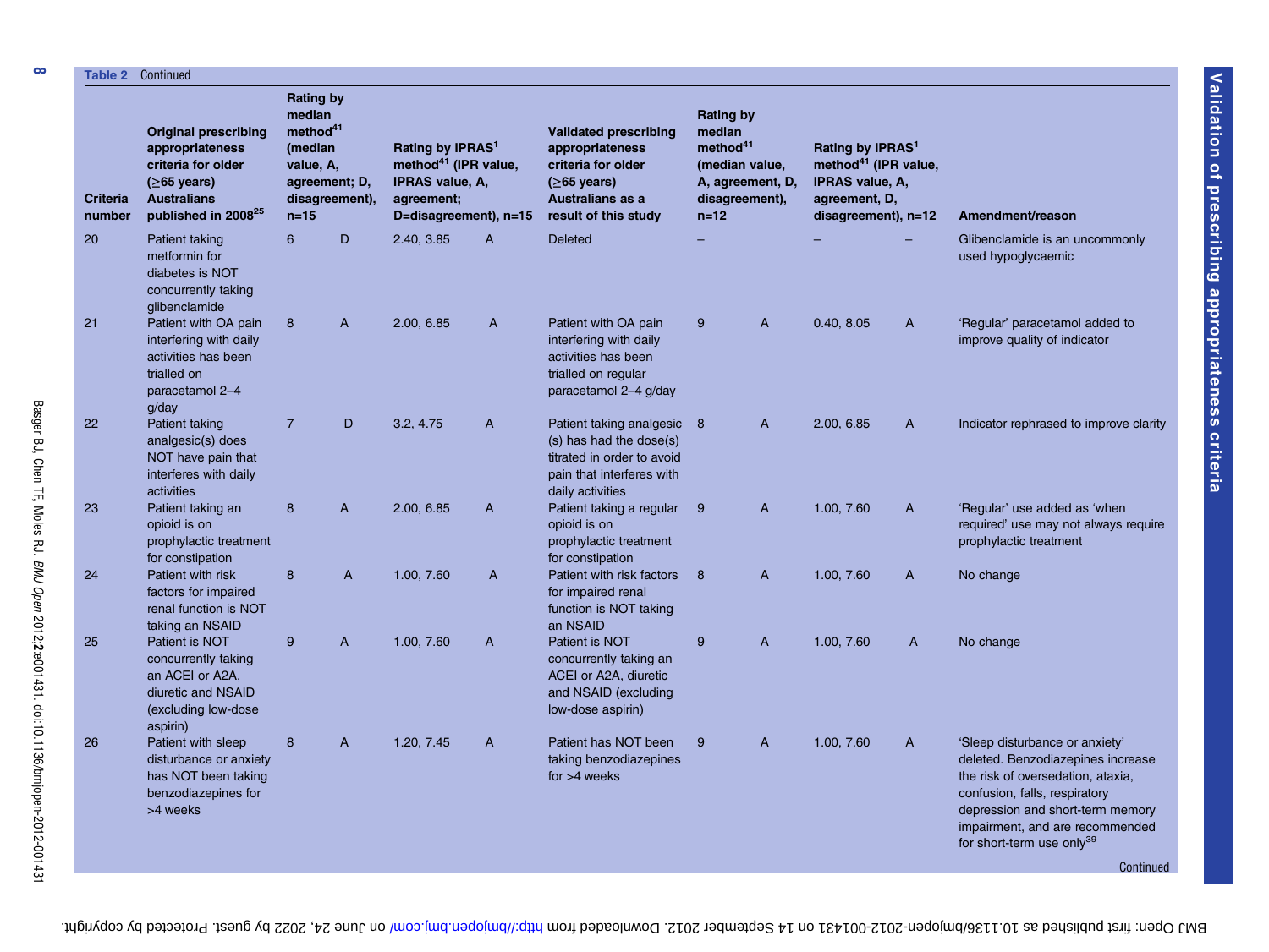**Table 2** Continued

| Criteria number | Original prescribing appropriateness criteria for older (≥65 years) Australians published in 2008[25] | Rating by median method[41] (median value, A, agreement; D, disagreement), n=15 | | Rating by IPRAS[1] method[41] (IPR value, IPRAS value, A, agreement; D=disagreement), n=15 | | Validated prescribing appropriateness criteria for older (≥65 years) Australians as a result of this study | Rating by median method[41] (median value, A, agreement, D, disagreement), n=12 | | Rating by IPRAS[1] method[41] (IPR value, IPRAS value, A, agreement, D, disagreement), n=12 | | Amendment/reason |
|---|---|---|---|---|---|---|---|---|---|---|---|
| 20 | Patient taking metformin for diabetes is NOT concurrently taking glibenclamide | 6 | D | 2.40, 3.85 | A | Deleted | – | | – | – | Glibenclamide is an uncommonly used hypoglycaemic |
| 21 | Patient with OA pain interfering with daily activities has been trialled on paracetamol 2–4 g/day | 8 | A | 2.00, 6.85 | A | Patient with OA pain interfering with daily activities has been trialled on regular paracetamol 2–4 g/day | 9 | A | 0.40, 8.05 | A | 'Regular' paracetamol added to improve quality of indicator |
| 22 | Patient taking analgesic(s) does NOT have pain that interferes with daily activities | 7 | D | 3.2, 4.75 | A | Patient taking analgesic (s) has had the dose(s) titrated in order to avoid pain that interferes with daily activities | 8 | A | 2.00, 6.85 | A | Indicator rephrased to improve clarity |
| 23 | Patient taking an opioid is on prophylactic treatment for constipation | 8 | A | 2.00, 6.85 | A | Patient taking a regular opioid is on prophylactic treatment for constipation | 9 | A | 1.00, 7.60 | A | 'Regular' use added as 'when required' use may not always require prophylactic treatment |
| 24 | Patient with risk factors for impaired renal function is NOT taking an NSAID | 8 | A | 1.00, 7.60 | A | Patient with risk factors for impaired renal function is NOT taking an NSAID | 8 | A | 1.00, 7.60 | A | No change |
| 25 | Patient is NOT concurrently taking an ACEI or A2A, diuretic and NSAID (excluding low-dose aspirin) | 9 | A | 1.00, 7.60 | A | Patient is NOT concurrently taking an ACEI or A2A, diuretic and NSAID (excluding low-dose aspirin) | 9 | A | 1.00, 7.60 | A | No change |
| 26 | Patient with sleep disturbance or anxiety has NOT been taking benzodiazepines for >4 weeks | 8 | A | 1.20, 7.45 | A | Patient has NOT been taking benzodiazepines for >4 weeks | 9 | A | 1.00, 7.60 | A | 'Sleep disturbance or anxiety' deleted. Benzodiazepines increase the risk of oversedation, ataxia, confusion, falls, respiratory depression and short-term memory impairment, and are recommended for short-term use only[39] |

Continued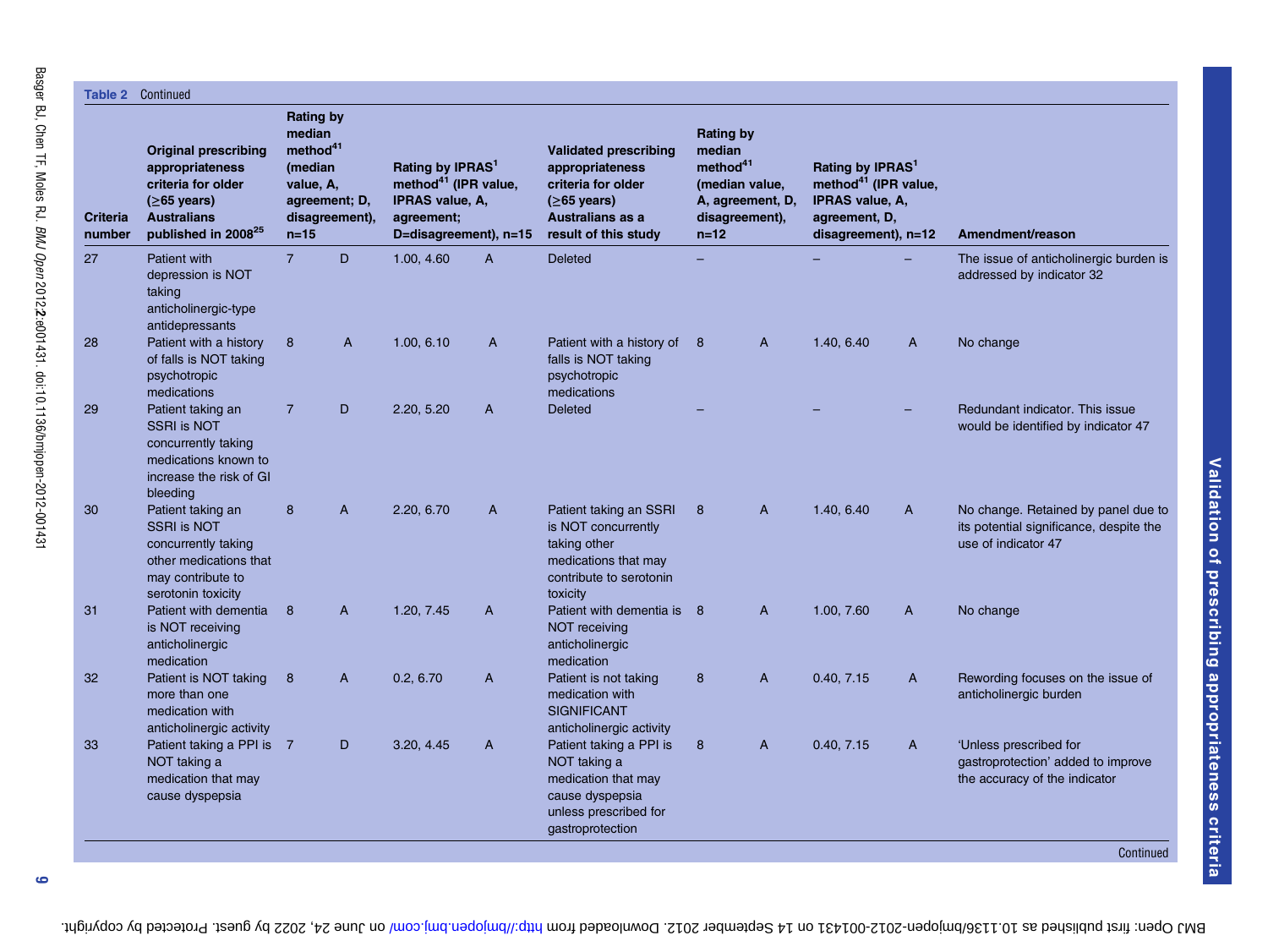**Table 2** Continued

| Criteria number | Original prescribing appropriateness criteria for older (≥65 years) Australians published in 2008[25] | Rating by median method[41] (median value, A, agreement; D, disagreement), n=15 | | Rating by IPRAS[1] method[41] (IPR value, IPRAS value, A, agreement; D=disagreement), n=15 | | Validated prescribing appropriateness criteria for older (≥65 years) Australians as a result of this study | Rating by median method[41] (median value, A, agreement, D, disagreement), n=12 | | Rating by IPRAS[1] method[41] (IPR value, IPRAS value, A, agreement, D, disagreement), n=12 | | Amendment/reason |
|---|---|---|---|---|---|---|---|---|---|---|---|
| 27 | Patient with depression is NOT taking anticholinergic-type antidepressants | 7 | D | 1.00, 4.60 | A | Deleted | – | | – | – | The issue of anticholinergic burden is addressed by indicator 32 |
| 28 | Patient with a history of falls is NOT taking psychotropic medications | 8 | A | 1.00, 6.10 | A | Patient with a history of falls is NOT taking psychotropic medications | 8 | A | 1.40, 6.40 | A | No change |
| 29 | Patient taking an SSRI is NOT concurrently taking medications known to increase the risk of GI bleeding | 7 | D | 2.20, 5.20 | A | Deleted | – | | – | – | Redundant indicator. This issue would be identified by indicator 47 |
| 30 | Patient taking an SSRI is NOT concurrently taking other medications that may contribute to serotonin toxicity | 8 | A | 2.20, 6.70 | A | Patient taking an SSRI is NOT concurrently taking other medications that may contribute to serotonin toxicity | 8 | A | 1.40, 6.40 | A | No change. Retained by panel due to its potential significance, despite the use of indicator 47 |
| 31 | Patient with dementia is NOT receiving anticholinergic medication | 8 | A | 1.20, 7.45 | A | Patient with dementia is NOT receiving anticholinergic medication | 8 | A | 1.00, 7.60 | A | No change |
| 32 | Patient is NOT taking more than one medication with anticholinergic activity | 8 | A | 0.2, 6.70 | A | Patient is not taking medication with SIGNIFICANT anticholinergic activity | 8 | A | 0.40, 7.15 | A | Rewording focuses on the issue of anticholinergic burden |
| 33 | Patient taking a PPI is NOT taking a medication that may cause dyspepsia | 7 | D | 3.20, 4.45 | A | Patient taking a PPI is NOT taking a medication that may cause dyspepsia unless prescribed for gastroprotection | 8 | A | 0.40, 7.15 | A | 'Unless prescribed for gastroprotection' added to improve the accuracy of the indicator |

Continued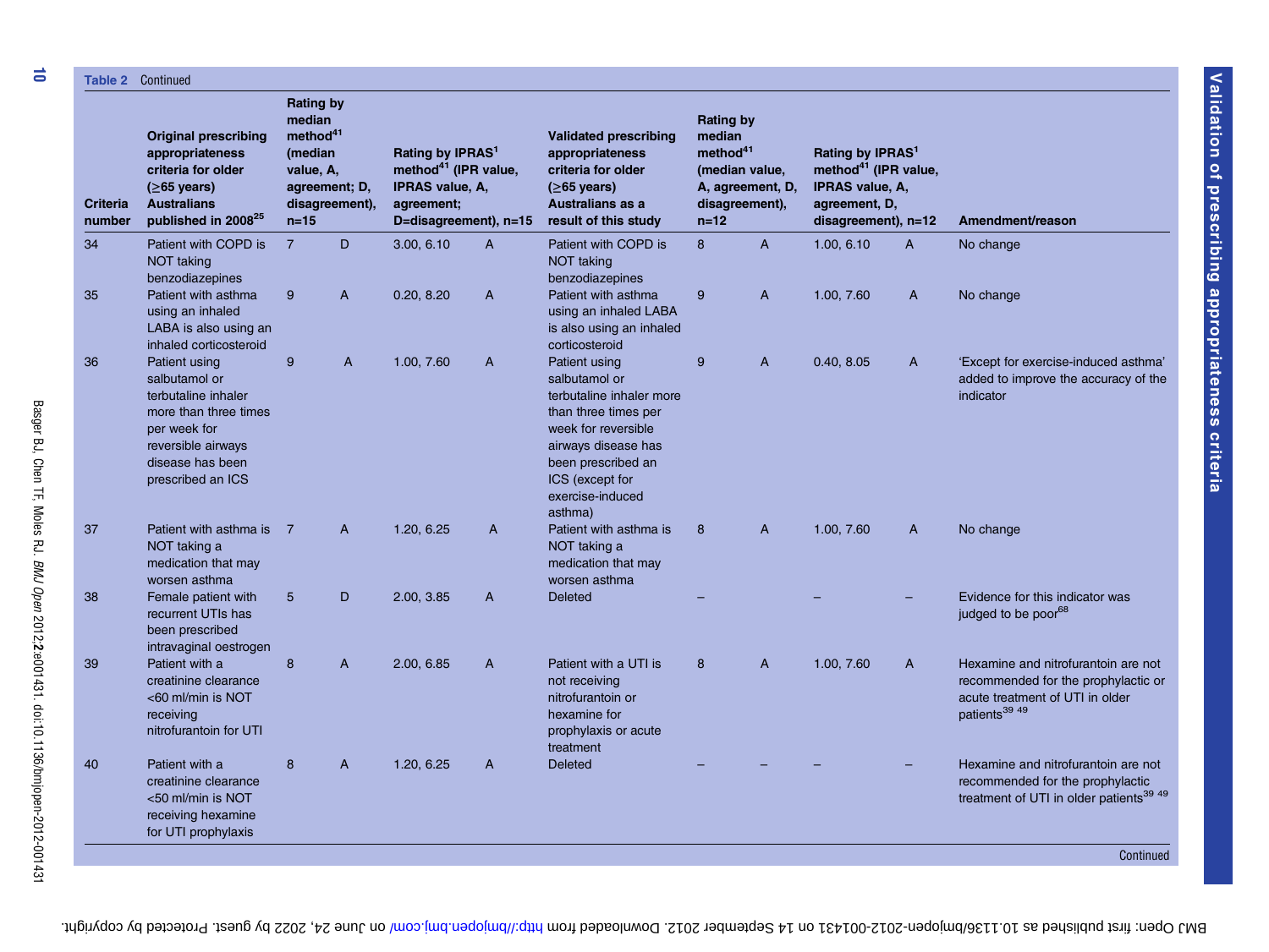**Table 2** Continued

| Criteria number | Original prescribing appropriateness criteria for older (≥65 years) Australians published in 2008[25] | Rating by median method[41] (median value, A, agreement; D, disagreement), n=15 | | Rating by IPRAS[1] method[41] (IPR value, IPRAS value, A, agreement; D=disagreement), n=15 | | Validated prescribing appropriateness criteria for older (≥65 years) Australians as a result of this study | Rating by median method[41] (median value, A, agreement, D, disagreement), n=12 | | Rating by IPRAS[1] method[41] (IPR value, IPRAS value, A, agreement, D, disagreement), n=12 | | Amendment/reason |
|---|---|---|---|---|---|---|---|---|---|---|---|
| 34 | Patient with COPD is NOT taking benzodiazepines | 7 | D | 3.00, 6.10 | A | Patient with COPD is NOT taking benzodiazepines | 8 | A | 1.00, 6.10 | A | No change |
| 35 | Patient with asthma using an inhaled LABA is also using an inhaled corticosteroid | 9 | A | 0.20, 8.20 | A | Patient with asthma using an inhaled LABA is also using an inhaled corticosteroid | 9 | A | 1.00, 7.60 | A | No change |
| 36 | Patient using salbutamol or terbutaline inhaler more than three times per week for reversible airways disease has been prescribed an ICS | 9 | A | 1.00, 7.60 | A | Patient using salbutamol or terbutaline inhaler more than three times per week for reversible airways disease has been prescribed an ICS (except for exercise-induced asthma) | 9 | A | 0.40, 8.05 | A | 'Except for exercise-induced asthma' added to improve the accuracy of the indicator |
| 37 | Patient with asthma is NOT taking a medication that may worsen asthma | 7 | A | 1.20, 6.25 | A | Patient with asthma is NOT taking a medication that may worsen asthma | 8 | A | 1.00, 7.60 | A | No change |
| 38 | Female patient with recurrent UTIs has been prescribed intravaginal oestrogen | 5 | D | 2.00, 3.85 | A | Deleted | – | | – | – | Evidence for this indicator was judged to be poor[68] |
| 39 | Patient with a creatinine clearance <60 ml/min is NOT receiving nitrofurantoin for UTI | 8 | A | 2.00, 6.85 | A | Patient with a UTI is not receiving nitrofurantoin or hexamine for prophylaxis or acute treatment | 8 | A | 1.00, 7.60 | A | Hexamine and nitrofurantoin are not recommended for the prophylactic or acute treatment of UTI in older patients[39 49] |
| 40 | Patient with a creatinine clearance <50 ml/min is NOT receiving hexamine for UTI prophylaxis | 8 | A | 1.20, 6.25 | A | Deleted | – | – | – | – | Hexamine and nitrofurantoin are not recommended for the prophylactic treatment of UTI in older patients[39 49] |

Continued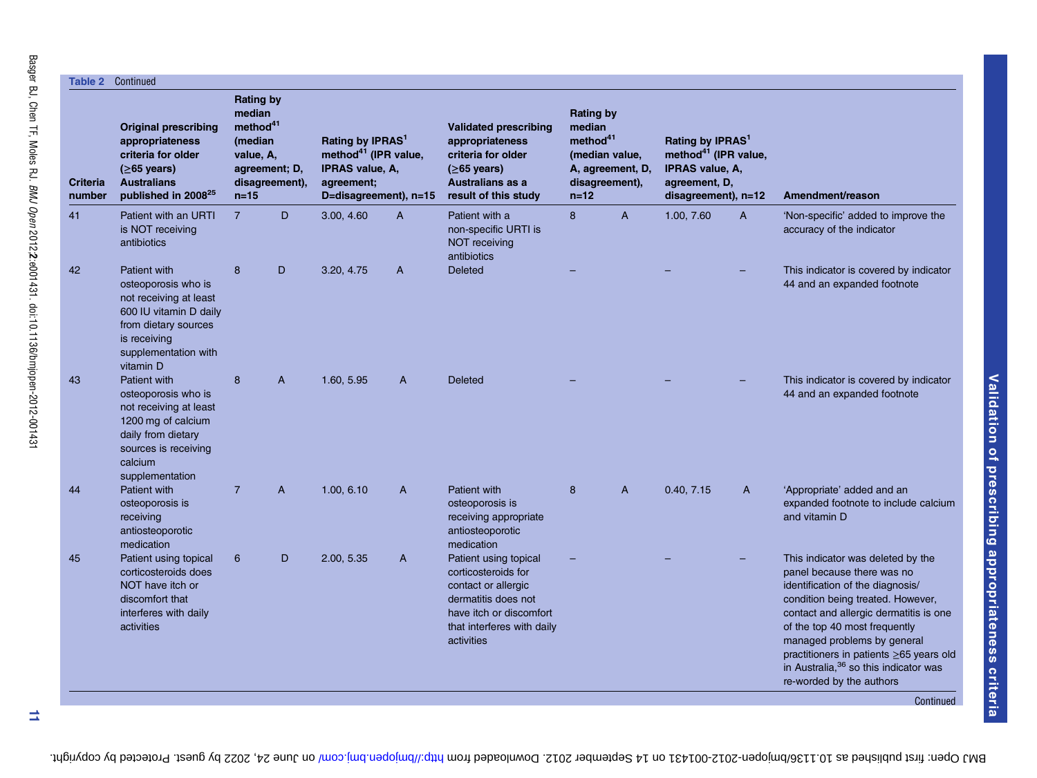**Table 2** Continued

| Criteria number | Original prescribing appropriateness criteria for older (≥65 years) Australians published in 2008[25] | Rating by median method[41] (median value, A, agreement; D, disagreement), n=15 | | Rating by IPRAS[1] method[41] (IPR value, IPRAS value, A, agreement; D=disagreement), n=15 | | Validated prescribing appropriateness criteria for older (≥65 years) Australians as a result of this study | Rating by median method[41] (median value, A, agreement, D, disagreement), n=12 | | Rating by IPRAS[1] method[41] (IPR value, IPRAS value, A, agreement, D, disagreement), n=12 | | Amendment/reason |
|---|---|---|---|---|---|---|---|---|---|---|---|
| 41 | Patient with an URTI is NOT receiving antibiotics | 7 | D | 3.00, 4.60 | A | Patient with a non-specific URTI is NOT receiving antibiotics | 8 | A | 1.00, 7.60 | A | 'Non-specific' added to improve the accuracy of the indicator |
| 42 | Patient with osteoporosis who is not receiving at least 600 IU vitamin D daily from dietary sources is receiving supplementation with vitamin D | 8 | D | 3.20, 4.75 | A | Deleted | – | | – | – | This indicator is covered by indicator 44 and an expanded footnote |
| 43 | Patient with osteoporosis who is not receiving at least 1200 mg of calcium daily from dietary sources is receiving calcium supplementation | 8 | A | 1.60, 5.95 | A | Deleted | – | | – | – | This indicator is covered by indicator 44 and an expanded footnote |
| 44 | Patient with osteoporosis is receiving antiosteoporotic medication | 7 | A | 1.00, 6.10 | A | Patient with osteoporosis is receiving appropriate antiosteoporotic medication | 8 | A | 0.40, 7.15 | A | 'Appropriate' added and an expanded footnote to include calcium and vitamin D |
| 45 | Patient using topical corticosteroids does NOT have itch or discomfort that interferes with daily activities | 6 | D | 2.00, 5.35 | A | Patient using topical corticosteroids for contact or allergic dermatitis does not have itch or discomfort that interferes with daily activities | – | | – | – | This indicator was deleted by the panel because there was no identification of the diagnosis/condition being treated. However, contact and allergic dermatitis is one of the top 40 most frequently managed problems by general practitioners in patients ≥65 years old in Australia,[36] so this indicator was re-worded by the authors |

Continued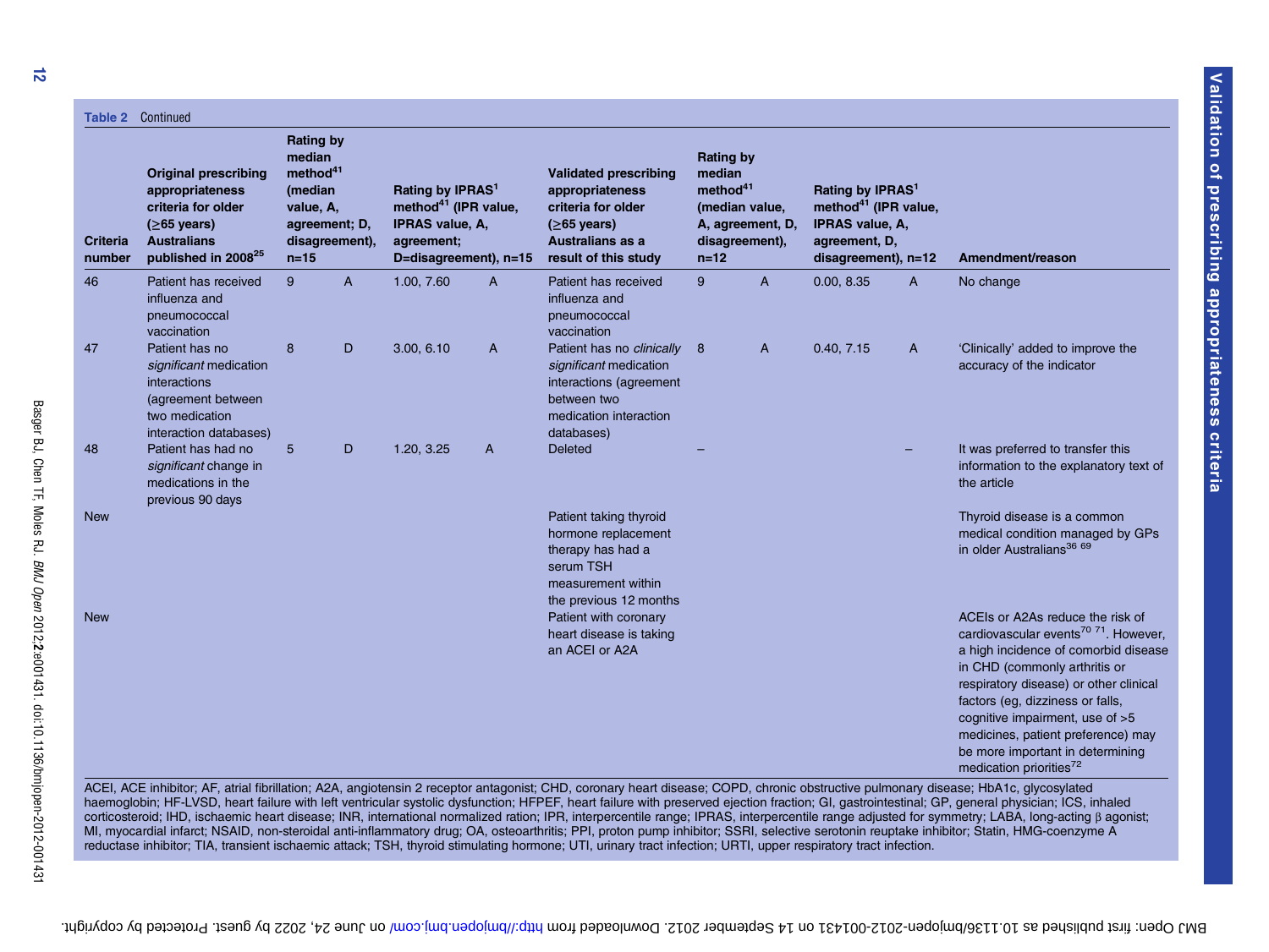**Table 2** Continued

| Criteria number | Original prescribing appropriateness criteria for older (≥65 years) Australians published in 2008[25] | Rating by median method[41] (median value, A, agreement; D, disagreement), n=15 | | Rating by IPRAS[1] method[41] (IPR value, IPRAS value, A, agreement; D=disagreement), n=15 | | Validated prescribing appropriateness criteria for older (≥65 years) Australians as a result of this study | Rating by median method[41] (median value, A, agreement, D, disagreement), n=12 | | Rating by IPRAS[1] method[41] (IPR value, IPRAS value, A, agreement, D, disagreement), n=12 | | Amendment/reason |
|---|---|---|---|---|---|---|---|---|---|---|---|
| 46 | Patient has received influenza and pneumococcal vaccination | 9 | A | 1.00, 7.60 | A | Patient has received influenza and pneumococcal vaccination | 9 | A | 0.00, 8.35 | A | No change |
| 47 | Patient has no *significant* medication interactions (agreement between two medication interaction databases) | 8 | D | 3.00, 6.10 | A | Patient has no *clinically significant* medication interactions (agreement between two medication interaction databases) | 8 | A | 0.40, 7.15 | A | 'Clinically' added to improve the accuracy of the indicator |
| 48 | Patient has had no *significant* change in medications in the previous 90 days | 5 | D | 1.20, 3.25 | A | Deleted | – | | | – | It was preferred to transfer this information to the explanatory text of the article |
| New | | | | | | Patient taking thyroid hormone replacement therapy has had a serum TSH measurement within the previous 12 months | | | | | Thyroid disease is a common medical condition managed by GPs in older Australians[36 69] |
| New | | | | | | Patient with coronary heart disease is taking an ACEI or A2A | | | | | ACEIs or A2As reduce the risk of cardiovascular events[70 71]. However, a high incidence of comorbid disease in CHD (commonly arthritis or respiratory disease) or other clinical factors (eg, dizziness or falls, cognitive impairment, use of >5 medicines, patient preference) may be more important in determining medication priorities[72] |

ACEI, ACE inhibitor; AF, atrial fibrillation; A2A, angiotensin 2 receptor antagonist; CHD, coronary heart disease; COPD, chronic obstructive pulmonary disease; HbA1c, glycosylated haemoglobin; HF-LVSD, heart failure with left ventricular systolic dysfunction; HFPEF, heart failure with preserved ejection fraction; GI, gastrointestinal; GP, general physician; ICS, inhaled corticosteroid; IHD, ischaemic heart disease; INR, international normalized ration; IPR, interpercentile range; IPRAS, interpercentile range adjusted for symmetry; LABA, long-acting β agonist; MI, myocardial infarct; NSAID, non-steroidal anti-inflammatory drug; OA, osteoarthritis; PPI, proton pump inhibitor; SSRI, selective serotonin reuptake inhibitor; Statin, HMG-coenzyme A reductase inhibitor; TIA, transient ischaemic attack; TSH, thyroid stimulating hormone; UTI, urinary tract infection; URTI, upper respiratory tract infection.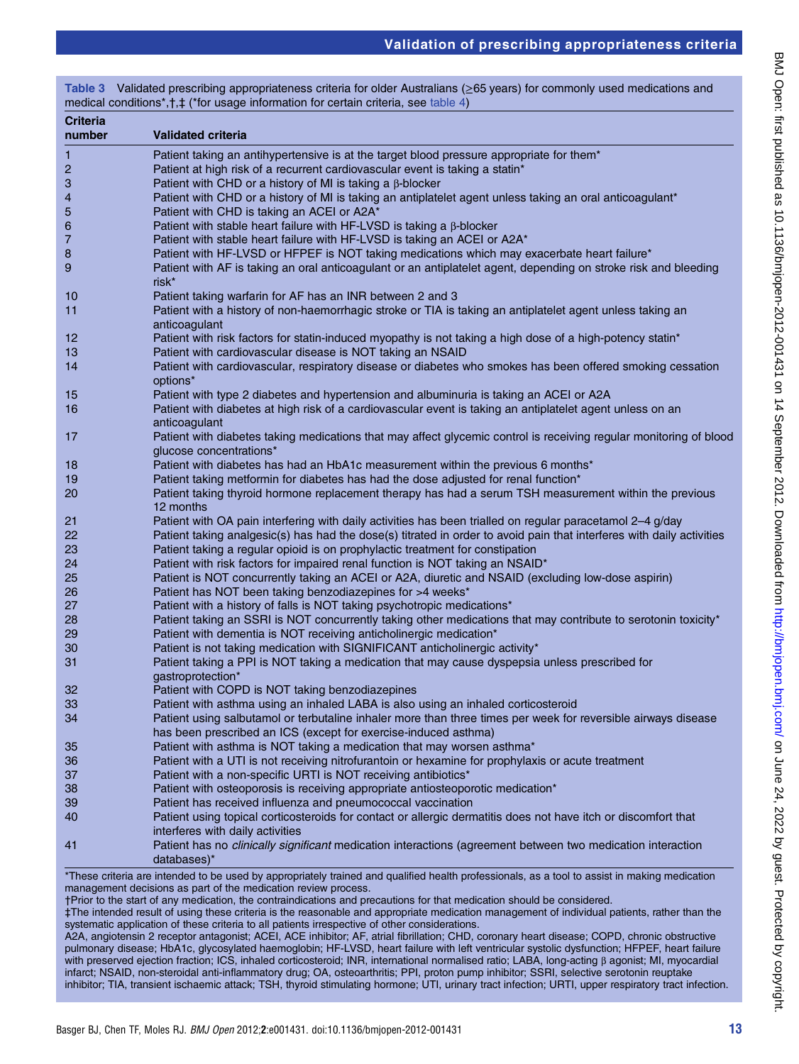**Table 3** Validated prescribing appropriateness criteria for older Australians (≥65 years) for commonly used medications and medical conditions*,†,‡ (*for usage information for certain criteria, see table 4)

| Criteria number | Validated criteria |
|---|---|
| 1 | Patient taking an antihypertensive is at the target blood pressure appropriate for them* |
| 2 | Patient at high risk of a recurrent cardiovascular event is taking a statin* |
| 3 | Patient with CHD or a history of MI is taking a β-blocker |
| 4 | Patient with CHD or a history of MI is taking an antiplatelet agent unless taking an oral anticoagulant* |
| 5 | Patient with CHD is taking an ACEI or A2A* |
| 6 | Patient with stable heart failure with HF-LVSD is taking a β-blocker |
| 7 | Patient with stable heart failure with HF-LVSD is taking an ACEI or A2A* |
| 8 | Patient with HF-LVSD or HFPEF is NOT taking medications which may exacerbate heart failure* |
| 9 | Patient with AF is taking an oral anticoagulant or an antiplatelet agent, depending on stroke risk and bleeding risk* |
| 10 | Patient taking warfarin for AF has an INR between 2 and 3 |
| 11 | Patient with a history of non-haemorrhagic stroke or TIA is taking an antiplatelet agent unless taking an anticoagulant |
| 12 | Patient with risk factors for statin-induced myopathy is not taking a high dose of a high-potency statin* |
| 13 | Patient with cardiovascular disease is NOT taking an NSAID |
| 14 | Patient with cardiovascular, respiratory disease or diabetes who smokes has been offered smoking cessation options* |
| 15 | Patient with type 2 diabetes and hypertension and albuminuria is taking an ACEI or A2A |
| 16 | Patient with diabetes at high risk of a cardiovascular event is taking an antiplatelet agent unless on an anticoagulant |
| 17 | Patient with diabetes taking medications that may affect glycemic control is receiving regular monitoring of blood glucose concentrations* |
| 18 | Patient with diabetes has had an HbA1c measurement within the previous 6 months* |
| 19 | Patient taking metformin for diabetes has had the dose adjusted for renal function* |
| 20 | Patient taking thyroid hormone replacement therapy has had a serum TSH measurement within the previous 12 months |
| 21 | Patient with OA pain interfering with daily activities has been trialled on regular paracetamol 2–4 g/day |
| 22 | Patient taking analgesic(s) has had the dose(s) titrated in order to avoid pain that interferes with daily activities |
| 23 | Patient taking a regular opioid is on prophylactic treatment for constipation |
| 24 | Patient with risk factors for impaired renal function is NOT taking an NSAID* |
| 25 | Patient is NOT concurrently taking an ACEI or A2A, diuretic and NSAID (excluding low-dose aspirin) |
| 26 | Patient has NOT been taking benzodiazepines for >4 weeks* |
| 27 | Patient with a history of falls is NOT taking psychotropic medications* |
| 28 | Patient taking an SSRI is NOT concurrently taking other medications that may contribute to serotonin toxicity* |
| 29 | Patient with dementia is NOT receiving anticholinergic medication* |
| 30 | Patient is not taking medication with SIGNIFICANT anticholinergic activity* |
| 31 | Patient taking a PPI is NOT taking a medication that may cause dyspepsia unless prescribed for gastroprotection* |
| 32 | Patient with COPD is NOT taking benzodiazepines |
| 33 | Patient with asthma using an inhaled LABA is also using an inhaled corticosteroid |
| 34 | Patient using salbutamol or terbutaline inhaler more than three times per week for reversible airways disease has been prescribed an ICS (except for exercise-induced asthma) |
| 35 | Patient with asthma is NOT taking a medication that may worsen asthma* |
| 36 | Patient with a UTI is not receiving nitrofurantoin or hexamine for prophylaxis or acute treatment |
| 37 | Patient with a non-specific URTI is NOT receiving antibiotics* |
| 38 | Patient with osteoporosis is receiving appropriate antiosteoporotic medication* |
| 39 | Patient has received influenza and pneumococcal vaccination |
| 40 | Patient using topical corticosteroids for contact or allergic dermatitis does not have itch or discomfort that interferes with daily activities |
| 41 | Patient has no *clinically significant* medication interactions (agreement between two medication interaction databases)* |

*These criteria are intended to be used by appropriately trained and qualified health professionals, as a tool to assist in making medication management decisions as part of the medication review process.
†Prior to the start of any medication, the contraindications and precautions for that medication should be considered.
‡The intended result of using these criteria is the reasonable and appropriate medication management of individual patients, rather than the systematic application of these criteria to all patients irrespective of other considerations.
A2A, angiotensin 2 receptor antagonist; ACEI, ACE inhibitor; AF, atrial fibrillation; CHD, coronary heart disease; COPD, chronic obstructive pulmonary disease; HbA1c, glycosylated haemoglobin; HF-LVSD, heart failure with left ventricular systolic dysfunction; HFPEF, heart failure with preserved ejection fraction; ICS, inhaled corticosteroid; INR, international normalised ratio; LABA, long-acting β agonist; MI, myocardial infarct; NSAID, non-steroidal anti-inflammatory drug; OA, osteoarthritis; PPI, proton pump inhibitor; SSRI, selective serotonin reuptake inhibitor; TIA, transient ischaemic attack; TSH, thyroid stimulating hormone; UTI, urinary tract infection; URTI, upper respiratory tract infection.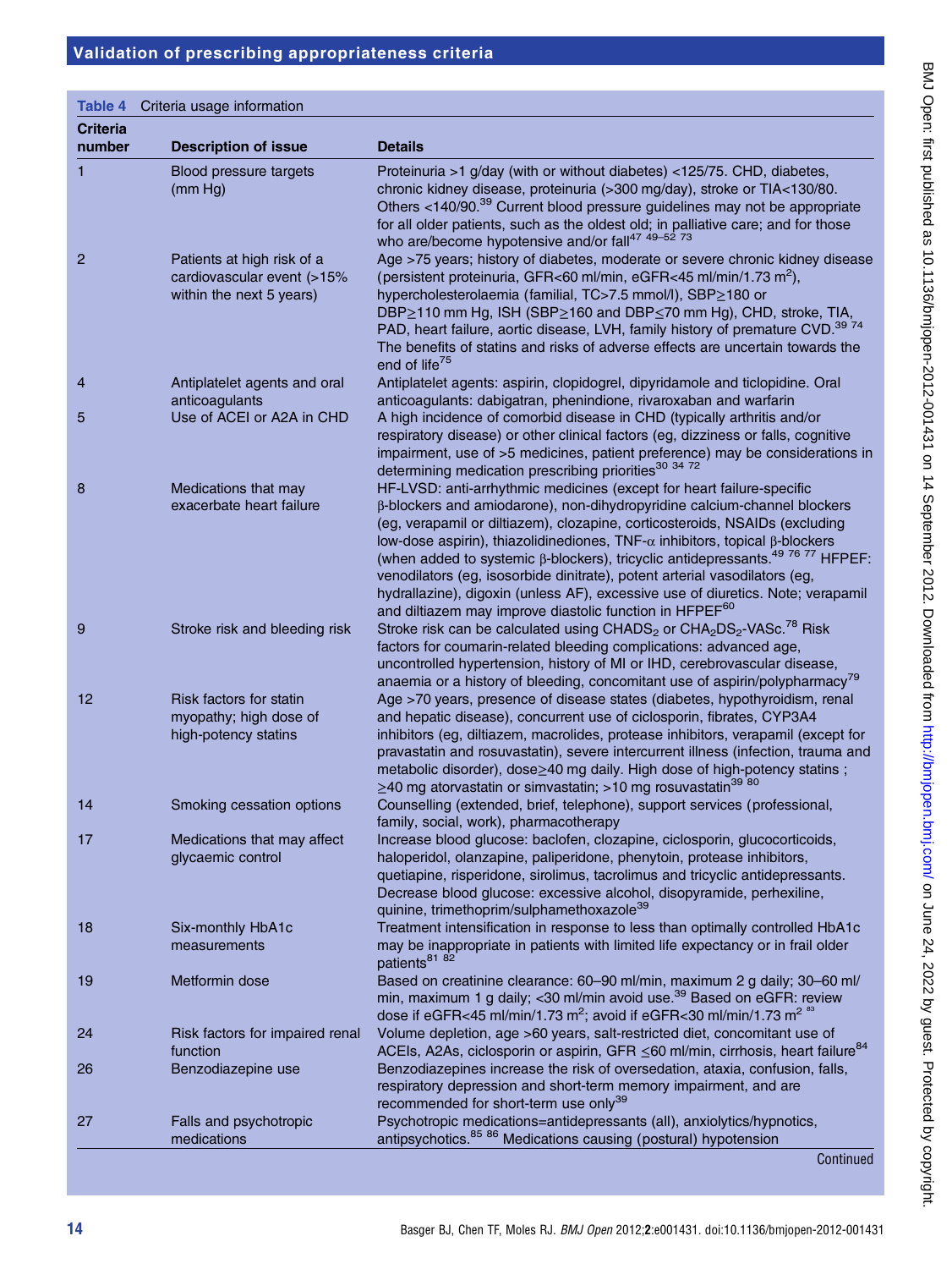Table 4 Criteria usage information

| Criteria number | Description of issue | Details |
|---|---|---|
| 1 | Blood pressure targets (mm Hg) | Proteinuria >1 g/day (with or without diabetes) <125/75. CHD, diabetes, chronic kidney disease, proteinuria (>300 mg/day), stroke or TIA<130/80. Others <140/90.[39] Current blood pressure guidelines may not be appropriate for all older patients, such as the oldest old; in palliative care; and for those who are/become hypotensive and/or fall[47 49–52 73] |
| 2 | Patients at high risk of a cardiovascular event (>15% within the next 5 years) | Age >75 years; history of diabetes, moderate or severe chronic kidney disease (persistent proteinuria, GFR<60 ml/min, eGFR<45 ml/min/1.73 $m^2$), hypercholesterolaemia (familial, TC>7.5 mmol/l), SBP≥180 or DBP≥110 mm Hg, ISH (SBP≥160 and DBP≤70 mm Hg), CHD, stroke, TIA, PAD, heart failure, aortic disease, LVH, family history of premature CVD.[39 74] The benefits of statins and risks of adverse effects are uncertain towards the end of life[75] |
| 4 | Antiplatelet agents and oral anticoagulants | Antiplatelet agents: aspirin, clopidogrel, dipyridamole and ticlopidine. Oral anticoagulants: dabigatran, phenindione, rivaroxaban and warfarin |
| 5 | Use of ACEI or A2A in CHD | A high incidence of comorbid disease in CHD (typically arthritis and/or respiratory disease) or other clinical factors (eg, dizziness or falls, cognitive impairment, use of >5 medicines, patient preference) may be considerations in determining medication prescribing priorities[30 34 72] |
| 8 | Medications that may exacerbate heart failure | HF-LVSD: anti-arrhythmic medicines (except for heart failure-specific β-blockers and amiodarone), non-dihydropyridine calcium-channel blockers (eg, verapamil or diltiazem), clozapine, corticosteroids, NSAIDs (excluding low-dose aspirin), thiazolidinediones, TNF-α inhibitors, topical β-blockers (when added to systemic β-blockers), tricyclic antidepressants.[49 76 77] HFPEF: venodilators (eg, isosorbide dinitrate), potent arterial vasodilators (eg, hydrallazine), digoxin (unless AF), excessive use of diuretics. Note; verapamil and diltiazem may improve diastolic function in HFPEF[60] |
| 9 | Stroke risk and bleeding risk | Stroke risk can be calculated using $CHADS_2$ or $CHA_2DS_2$-VASc.[78] Risk factors for coumarin-related bleeding complications: advanced age, uncontrolled hypertension, history of MI or IHD, cerebrovascular disease, anaemia or a history of bleeding, concomitant use of aspirin/polypharmacy[79] |
| 12 | Risk factors for statin myopathy; high dose of high-potency statins | Age >70 years, presence of disease states (diabetes, hypothyroidism, renal and hepatic disease), concurrent use of ciclosporin, fibrates, CYP3A4 inhibitors (eg, diltiazem, macrolides, protease inhibitors, verapamil (except for pravastatin and rosuvastatin), severe intercurrent illness (infection, trauma and metabolic disorder), dose≥40 mg daily. High dose of high-potency statins ; ≥40 mg atorvastatin or simvastatin; >10 mg rosuvastatin[39 80] |
| 14 | Smoking cessation options | Counselling (extended, brief, telephone), support services (professional, family, social, work), pharmacotherapy |
| 17 | Medications that may affect glycaemic control | Increase blood glucose: baclofen, clozapine, ciclosporin, glucocorticoids, haloperidol, olanzapine, paliperidone, phenytoin, protease inhibitors, quetiapine, risperidone, sirolimus, tacrolimus and tricyclic antidepressants. Decrease blood glucose: excessive alcohol, disopyramide, perhexiline, quinine, trimethoprim/sulphamethoxazole[39] |
| 18 | Six-monthly HbA1c measurements | Treatment intensification in response to less than optimally controlled HbA1c may be inappropriate in patients with limited life expectancy or in frail older patients[81 82] |
| 19 | Metformin dose | Based on creatinine clearance: 60–90 ml/min, maximum 2 g daily; 30–60 ml/min, maximum 1 g daily; <30 ml/min avoid use.[39] Based on eGFR: review dose if eGFR<45 ml/min/1.73 $m^2$; avoid if eGFR<30 ml/min/1.73 $m^2$ [83] |
| 24 | Risk factors for impaired renal function | Volume depletion, age >60 years, salt-restricted diet, concomitant use of ACEIs, A2As, ciclosporin or aspirin, GFR ≤60 ml/min, cirrhosis, heart failure[84] |
| 26 | Benzodiazepine use | Benzodiazepines increase the risk of oversedation, ataxia, confusion, falls, respiratory depression and short-term memory impairment, and are recommended for short-term use only[39] |
| 27 | Falls and psychotropic medications | Psychotropic medications=antidepressants (all), anxiolytics/hypnotics, antipsychotics.[85 86] Medications causing (postural) hypotension |

Continued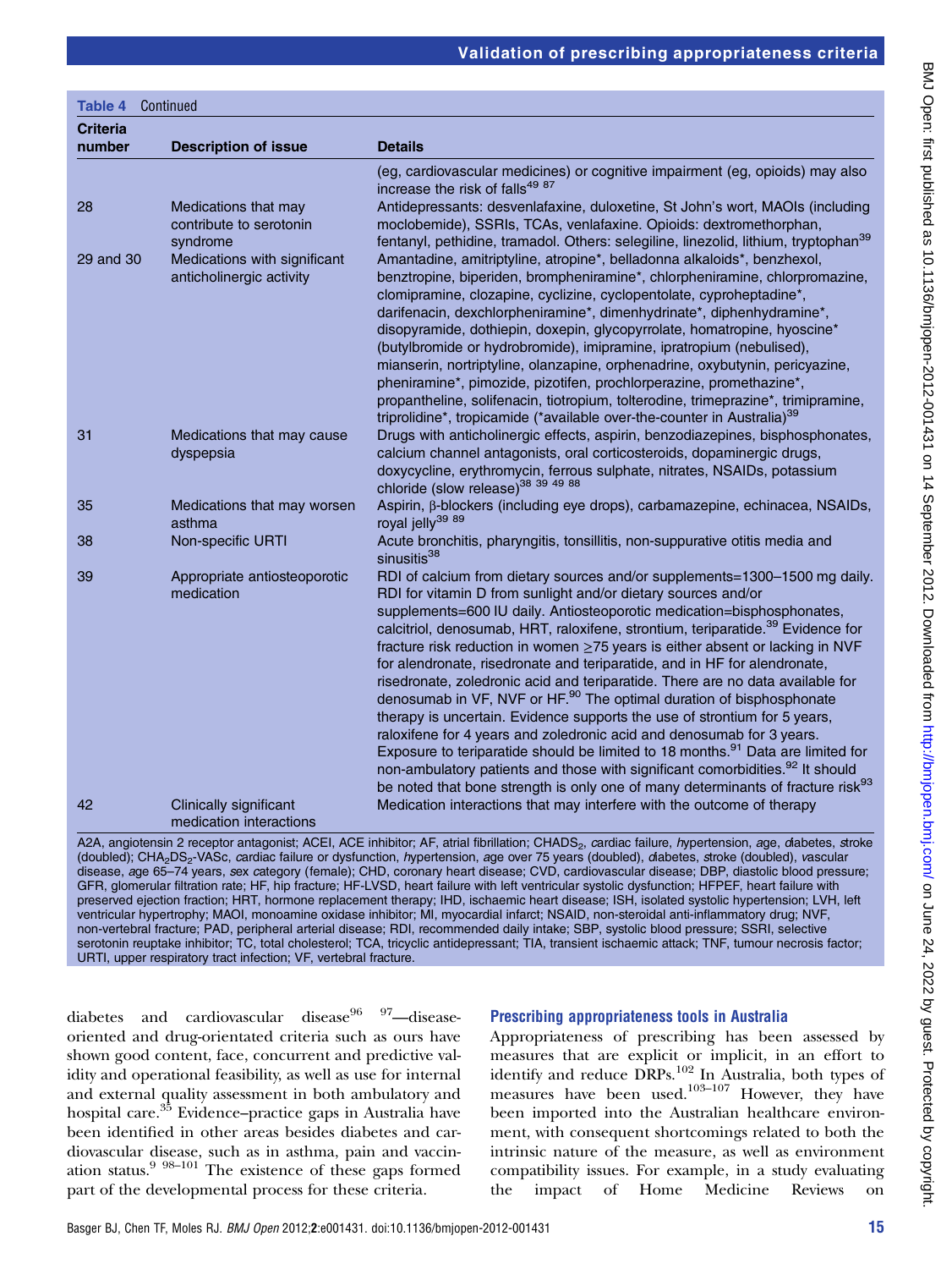**Table 4** Continued

| Criteria number | Description of issue | Details |
|---|---|---|
| | | (eg, cardiovascular medicines) or cognitive impairment (eg, opioids) may also increase the risk of falls[49 87] |
| 28 | Medications that may contribute to serotonin syndrome | Antidepressants: desvenlafaxine, duloxetine, St John's wort, MAOIs (including moclobemide), SSRIs, TCAs, venlafaxine. Opioids: dextromethorphan, fentanyl, pethidine, tramadol. Others: selegiline, linezolid, lithium, tryptophan[39] |
| 29 and 30 | Medications with significant anticholinergic activity | Amantadine, amitriptyline, atropine*, belladonna alkaloids*, benzhexol, benztropine, biperiden, brompheniramine*, chlorpheniramine, chlorpromazine, clomipramine, clozapine, cyclizine, cyclopentolate, cyproheptadine*, darifenacin, dexchlorpheniramine*, dimenhydrinate*, diphenhydramine*, disopyramide, dothiepin, doxepin, glycopyrrolate, homatropine, hyoscine* (butylbromide or hydrobromide), imipramine, ipratropium (nebulised), mianserin, nortriptyline, olanzapine, orphenadrine, oxybutynin, pericyazine, pheniramine*, pimozide, pizotifen, prochlorperazine, promethazine*, propantheline, solifenacin, tiotropium, tolterodine, trimeprazine*, trimipramine, triprolidine*, tropicamide (*available over-the-counter in Australia)[39] |
| 31 | Medications that may cause dyspepsia | Drugs with anticholinergic effects, aspirin, benzodiazepines, bisphosphonates, calcium channel antagonists, oral corticosteroids, dopaminergic drugs, doxycycline, erythromycin, ferrous sulphate, nitrates, NSAIDs, potassium chloride (slow release)[38 39 49 88] |
| 35 | Medications that may worsen asthma | Aspirin, β-blockers (including eye drops), carbamazepine, echinacea, NSAIDs, royal jelly[39 89] |
| 38 | Non-specific URTI | Acute bronchitis, pharyngitis, tonsillitis, non-suppurative otitis media and sinusitis[38] |
| 39 | Appropriate antiosteoporotic medication | RDI of calcium from dietary sources and/or supplements=1300–1500 mg daily. RDI for vitamin D from sunlight and/or dietary sources and/or supplements=600 IU daily. Antiosteoporotic medication=bisphosphonates, calcitriol, denosumab, HRT, raloxifene, strontium, teriparatide.[39] Evidence for fracture risk reduction in women ≥75 years is either absent or lacking in NVF for alendronate, risedronate and teriparatide, and in HF for alendronate, risedronate, zoledronic acid and teriparatide. There are no data available for denosumab in VF, NVF or HF.[90] The optimal duration of bisphosphonate therapy is uncertain. Evidence supports the use of strontium for 5 years, raloxifene for 4 years and zoledronic acid and denosumab for 3 years. Exposure to teriparatide should be limited to 18 months.[91] Data are limited for non-ambulatory patients and those with significant comorbidities.[92] It should be noted that bone strength is only one of many determinants of fracture risk[93] |
| 42 | Clinically significant medication interactions | Medication interactions that may interfere with the outcome of therapy |

A2A, angiotensin 2 receptor antagonist; ACEI, ACE inhibitor; AF, atrial fibrillation; $CHADS_2$, *c*ardiac failure, *h*ypertension, *a*ge, *d*iabetes, *s*troke (doubled); $CHA_2DS_2$-VASc, *c*ardiac failure or dysfunction, *h*ypertension, *a*ge over 75 years (doubled), *d*iabetes, *s*troke (doubled), *v*ascular disease, *a*ge 65–74 years, *s*ex category (female); CHD, coronary heart disease; CVD, cardiovascular disease; DBP, diastolic blood pressure; GFR, glomerular filtration rate; HF, hip fracture; HF-LVSD, heart failure with left ventricular systolic dysfunction; HFPEF, heart failure with preserved ejection fraction; HRT, hormone replacement therapy; IHD, ischaemic heart disease; ISH, isolated systolic hypertension; LVH, left ventricular hypertrophy; MAOI, monoamine oxidase inhibitor; MI, myocardial infarct; NSAID, non-steroidal anti-inflammatory drug; NVF, non-vertebral fracture; PAD, peripheral arterial disease; RDI, recommended daily intake; SBP, systolic blood pressure; SSRI, selective serotonin reuptake inhibitor; TC, total cholesterol; TCA, tricyclic antidepressant; TIA, transient ischaemic attack; TNF, tumour necrosis factor; URTI, upper respiratory tract infection; VF, vertebral fracture.

diabetes and cardiovascular disease[96 97]—disease-oriented and drug-orientated criteria such as ours have shown good content, face, concurrent and predictive validity and operational feasibility, as well as use for internal and external quality assessment in both ambulatory and hospital care.[35] Evidence–practice gaps in Australia have been identified in other areas besides diabetes and cardiovascular disease, such as in asthma, pain and vaccination status.[9 98–101] The existence of these gaps formed part of the developmental process for these criteria.

## Prescribing appropriateness tools in Australia

Appropriateness of prescribing has been assessed by measures that are explicit or implicit, in an effort to identify and reduce DRPs.[102] In Australia, both types of measures have been used.[103–107] However, they have been imported into the Australian healthcare environment, with consequent shortcomings related to both the intrinsic nature of the measure, as well as environment compatibility issues. For example, in a study evaluating the impact of Home Medicine Reviews on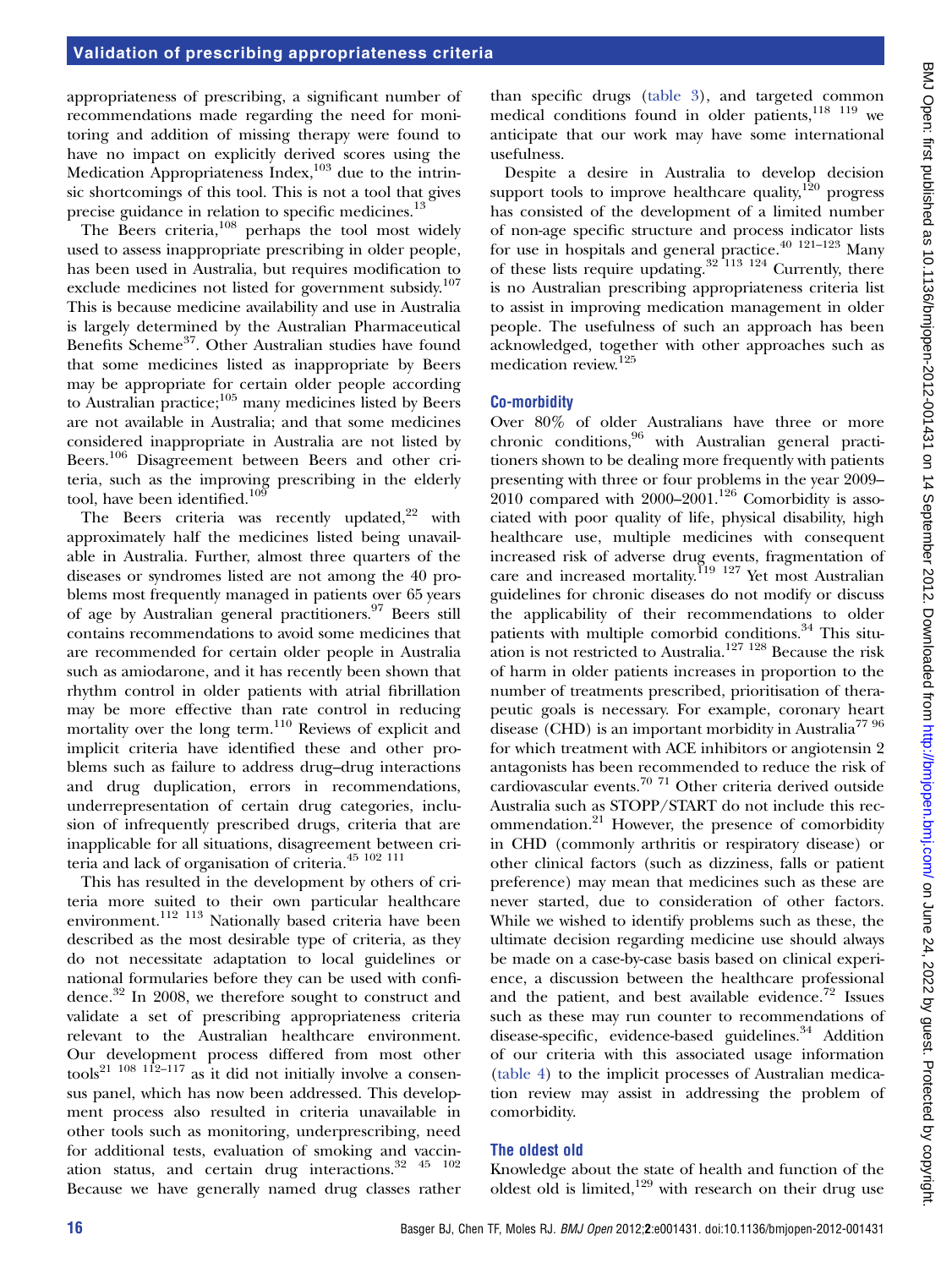appropriateness of prescribing, a significant number of recommendations made regarding the need for monitoring and addition of missing therapy were found to have no impact on explicitly derived scores using the Medication Appropriateness Index,[103] due to the intrinsic shortcomings of this tool. This is not a tool that gives precise guidance in relation to specific medicines.[13]

The Beers criteria,[108] perhaps the tool most widely used to assess inappropriate prescribing in older people, has been used in Australia, but requires modification to exclude medicines not listed for government subsidy.[107] This is because medicine availability and use in Australia is largely determined by the Australian Pharmaceutical Benefits Scheme[37]. Other Australian studies have found that some medicines listed as inappropriate by Beers may be appropriate for certain older people according to Australian practice;[105] many medicines listed by Beers are not available in Australia; and that some medicines considered inappropriate in Australia are not listed by Beers.[106] Disagreement between Beers and other criteria, such as the improving prescribing in the elderly tool, have been identified.[109]

The Beers criteria was recently updated,[22] with approximately half the medicines listed being unavailable in Australia. Further, almost three quarters of the diseases or syndromes listed are not among the 40 problems most frequently managed in patients over 65 years of age by Australian general practitioners.[97] Beers still contains recommendations to avoid some medicines that are recommended for certain older people in Australia such as amiodarone, and it has recently been shown that rhythm control in older patients with atrial fibrillation may be more effective than rate control in reducing mortality over the long term.[110] Reviews of explicit and implicit criteria have identified these and other problems such as failure to address drug–drug interactions and drug duplication, errors in recommendations, underrepresentation of certain drug categories, inclusion of infrequently prescribed drugs, criteria that are inapplicable for all situations, disagreement between criteria and lack of organisation of criteria.[45 102 111]

This has resulted in the development by others of criteria more suited to their own particular healthcare environment.[112 113] Nationally based criteria have been described as the most desirable type of criteria, as they do not necessitate adaptation to local guidelines or national formularies before they can be used with confidence.[32] In 2008, we therefore sought to construct and validate a set of prescribing appropriateness criteria relevant to the Australian healthcare environment. Our development process differed from most other tools[21 108 112–117] as it did not initially involve a consensus panel, which has now been addressed. This development process also resulted in criteria unavailable in other tools such as monitoring, underprescribing, need for additional tests, evaluation of smoking and vaccination status, and certain drug interactions.[32 45 102] Because we have generally named drug classes rather than specific drugs (table 3), and targeted common medical conditions found in older patients,[118 119] we anticipate that our work may have some international usefulness.

Despite a desire in Australia to develop decision support tools to improve healthcare quality,[120] progress has consisted of the development of a limited number of non-age specific structure and process indicator lists for use in hospitals and general practice.[40 121–123] Many of these lists require updating.[32 113 124] Currently, there is no Australian prescribing appropriateness criteria list to assist in improving medication management in older people. The usefulness of such an approach has been acknowledged, together with other approaches such as medication review.[125]

### Co-morbidity

Over 80% of older Australians have three or more chronic conditions,[96] with Australian general practitioners shown to be dealing more frequently with patients presenting with three or four problems in the year 2009–2010 compared with 2000–2001.[126] Comorbidity is associated with poor quality of life, physical disability, high healthcare use, multiple medicines with consequent increased risk of adverse drug events, fragmentation of care and increased mortality.[119 127] Yet most Australian guidelines for chronic diseases do not modify or discuss the applicability of their recommendations to older patients with multiple comorbid conditions.[34] This situation is not restricted to Australia.[127 128] Because the risk of harm in older patients increases in proportion to the number of treatments prescribed, prioritisation of therapeutic goals is necessary. For example, coronary heart disease (CHD) is an important morbidity in Australia[77 96] for which treatment with ACE inhibitors or angiotensin 2 antagonists has been recommended to reduce the risk of cardiovascular events.[70 71] Other criteria derived outside Australia such as STOPP/START do not include this recommendation.[21] However, the presence of comorbidity in CHD (commonly arthritis or respiratory disease) or other clinical factors (such as dizziness, falls or patient preference) may mean that medicines such as these are never started, due to consideration of other factors. While we wished to identify problems such as these, the ultimate decision regarding medicine use should always be made on a case-by-case basis based on clinical experience, a discussion between the healthcare professional and the patient, and best available evidence.[72] Issues such as these may run counter to recommendations of disease-specific, evidence-based guidelines.[34] Addition of our criteria with this associated usage information (table 4) to the implicit processes of Australian medication review may assist in addressing the problem of comorbidity.

### The oldest old

Knowledge about the state of health and function of the oldest old is limited,[129] with research on their drug use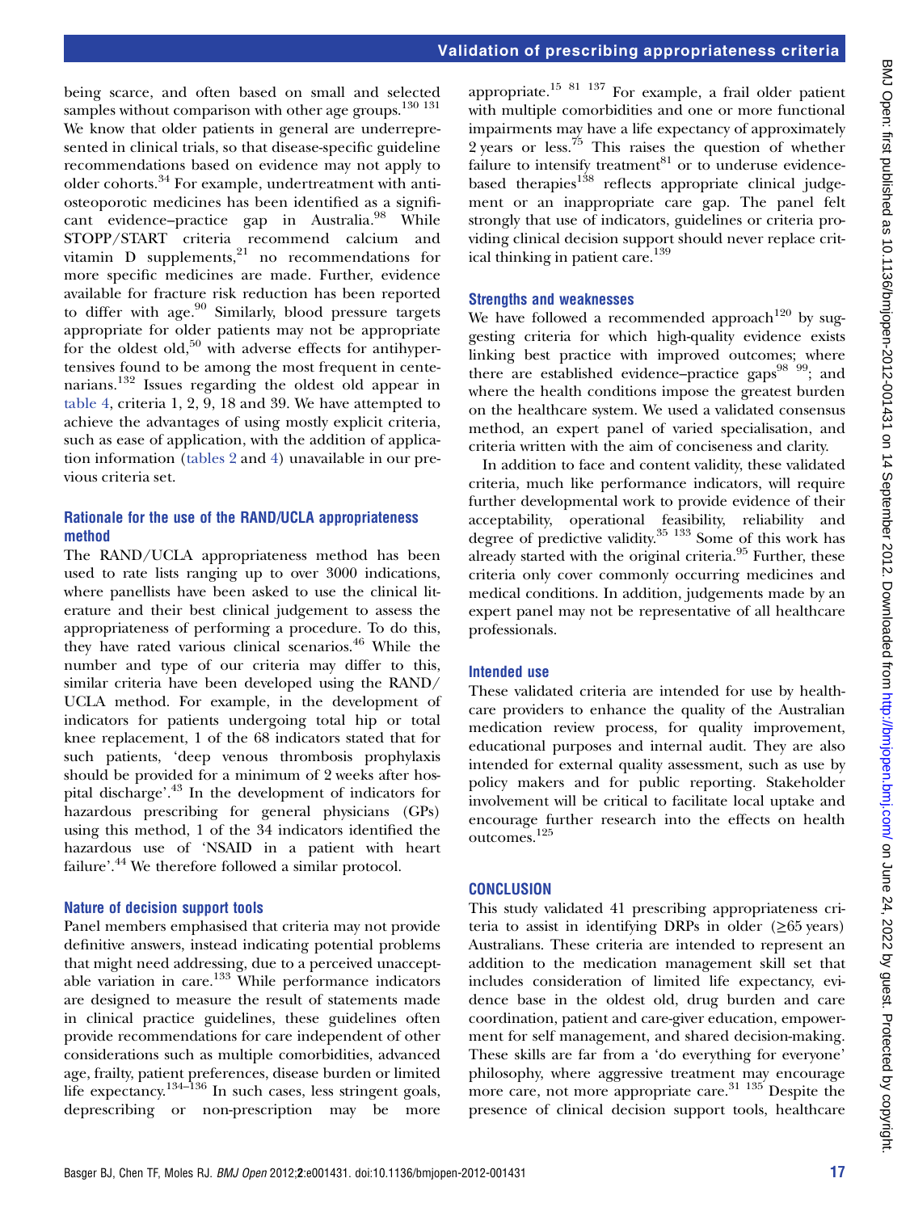being scarce, and often based on small and selected samples without comparison with other age groups.[130 131] We know that older patients in general are underrepresented in clinical trials, so that disease-specific guideline recommendations based on evidence may not apply to older cohorts.[34] For example, undertreatment with anti-osteoporotic medicines has been identified as a significant evidence–practice gap in Australia.[98] While STOPP/START criteria recommend calcium and vitamin D supplements,[21] no recommendations for more specific medicines are made. Further, evidence available for fracture risk reduction has been reported to differ with age.[90] Similarly, blood pressure targets appropriate for older patients may not be appropriate for the oldest old,[50] with adverse effects for antihypertensives found to be among the most frequent in centenarians.[132] Issues regarding the oldest old appear in table 4, criteria 1, 2, 9, 18 and 39. We have attempted to achieve the advantages of using mostly explicit criteria, such as ease of application, with the addition of application information (tables 2 and 4) unavailable in our previous criteria set.

### Rationale for the use of the RAND/UCLA appropriateness method

The RAND/UCLA appropriateness method has been used to rate lists ranging up to over 3000 indications, where panellists have been asked to use the clinical literature and their best clinical judgement to assess the appropriateness of performing a procedure. To do this, they have rated various clinical scenarios.[46] While the number and type of our criteria may differ to this, similar criteria have been developed using the RAND/UCLA method. For example, in the development of indicators for patients undergoing total hip or total knee replacement, 1 of the 68 indicators stated that for such patients, 'deep venous thrombosis prophylaxis should be provided for a minimum of 2 weeks after hospital discharge'.[43] In the development of indicators for hazardous prescribing for general physicians (GPs) using this method, 1 of the 34 indicators identified the hazardous use of 'NSAID in a patient with heart failure'.[44] We therefore followed a similar protocol.

### Nature of decision support tools

Panel members emphasised that criteria may not provide definitive answers, instead indicating potential problems that might need addressing, due to a perceived unacceptable variation in care.[133] While performance indicators are designed to measure the result of statements made in clinical practice guidelines, these guidelines often provide recommendations for care independent of other considerations such as multiple comorbidities, advanced age, frailty, patient preferences, disease burden or limited life expectancy.[134–136] In such cases, less stringent goals, deprescribing or non-prescription may be more appropriate.[15 81 137] For example, a frail older patient with multiple comorbidities and one or more functional impairments may have a life expectancy of approximately 2 years or less.[75] This raises the question of whether failure to intensify treatment[81] or to underuse evidence-based therapies[138] reflects appropriate clinical judgement or an inappropriate care gap. The panel felt strongly that use of indicators, guidelines or criteria providing clinical decision support should never replace critical thinking in patient care.[139]

### Strengths and weaknesses

We have followed a recommended approach[120] by suggesting criteria for which high-quality evidence exists linking best practice with improved outcomes; where there are established evidence–practice gaps[98 99]; and where the health conditions impose the greatest burden on the healthcare system. We used a validated consensus method, an expert panel of varied specialisation, and criteria written with the aim of conciseness and clarity.

In addition to face and content validity, these validated criteria, much like performance indicators, will require further developmental work to provide evidence of their acceptability, operational feasibility, reliability and degree of predictive validity.[35 133] Some of this work has already started with the original criteria.[95] Further, these criteria only cover commonly occurring medicines and medical conditions. In addition, judgements made by an expert panel may not be representative of all healthcare professionals.

### Intended use

These validated criteria are intended for use by healthcare providers to enhance the quality of the Australian medication review process, for quality improvement, educational purposes and internal audit. They are also intended for external quality assessment, such as use by policy makers and for public reporting. Stakeholder involvement will be critical to facilitate local uptake and encourage further research into the effects on health outcomes.[125]

## CONCLUSION

This study validated 41 prescribing appropriateness criteria to assist in identifying DRPs in older (≥65 years) Australians. These criteria are intended to represent an addition to the medication management skill set that includes consideration of limited life expectancy, evidence base in the oldest old, drug burden and care coordination, patient and care-giver education, empowerment for self management, and shared decision-making. These skills are far from a 'do everything for everyone' philosophy, where aggressive treatment may encourage more care, not more appropriate care.[31 135] Despite the presence of clinical decision support tools, healthcare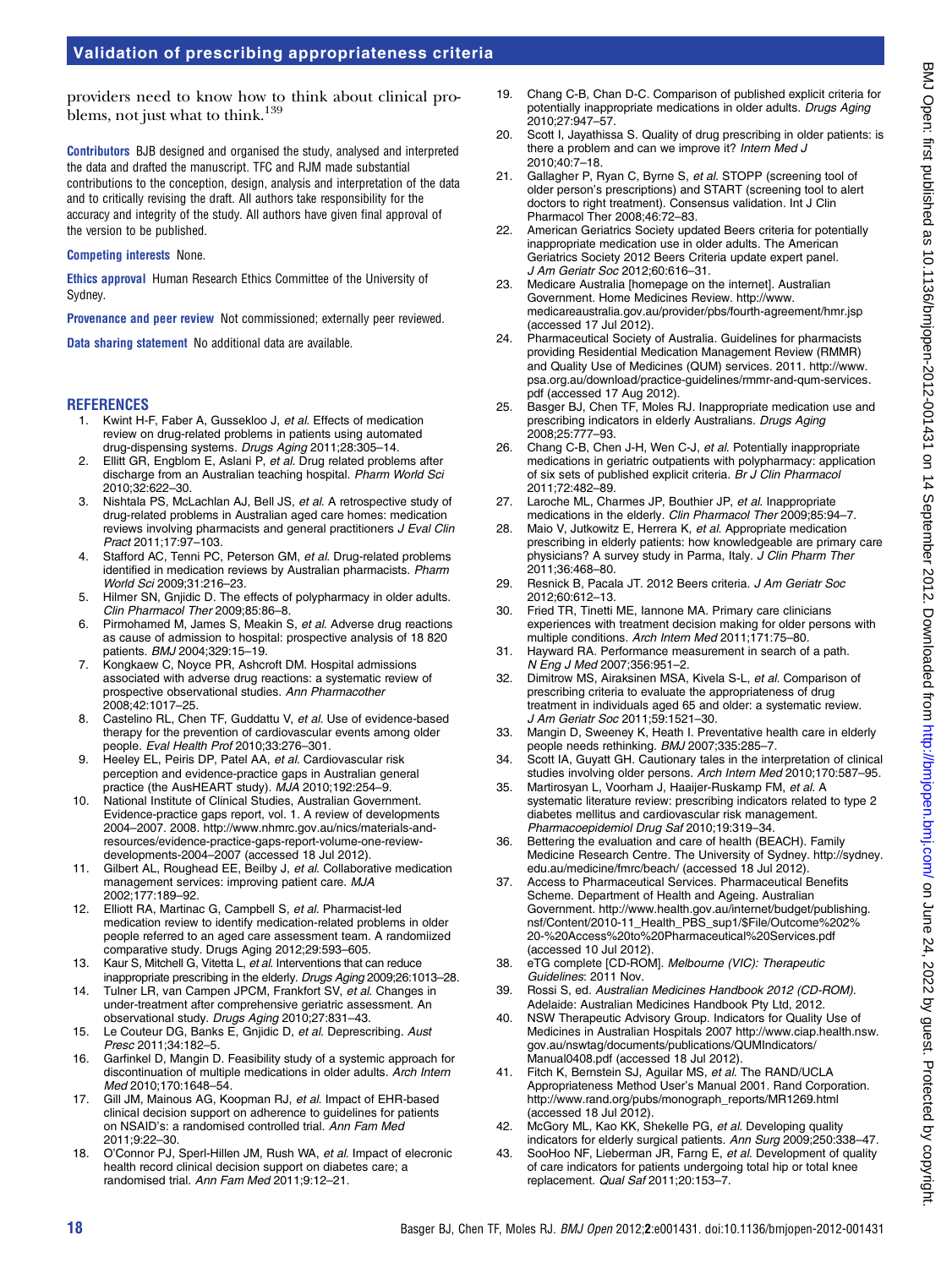providers need to know how to think about clinical problems, not just what to think.[139]

**Contributors** BJB designed and organised the study, analysed and interpreted the data and drafted the manuscript. TFC and RJM made substantial contributions to the conception, design, analysis and interpretation of the data and to critically revising the draft. All authors take responsibility for the accuracy and integrity of the study. All authors have given final approval of the version to be published.

**Competing interests** None.

**Ethics approval** Human Research Ethics Committee of the University of Sydney.

**Provenance and peer review** Not commissioned; externally peer reviewed.

**Data sharing statement** No additional data are available.

## REFERENCES

1. Kwint H-F, Faber A, Gussekloo J, *et al.* Effects of medication review on drug-related problems in patients using automated drug-dispensing systems. *Drugs Aging* 2011;28:305–14.
2. Ellitt GR, Engblom E, Aslani P, *et al.* Drug related problems after discharge from an Australian teaching hospital. *Pharm World Sci* 2010;32:622–30.
3. Nishtala PS, McLachlan AJ, Bell JS, *et al.* A retrospective study of drug-related problems in Australian aged care homes: medication reviews involving pharmacists and general practitioners *J Eval Clin Pract* 2011;17:97–103.
4. Stafford AC, Tenni PC, Peterson GM, *et al.* Drug-related problems identified in medication reviews by Australian pharmacists. *Pharm World Sci* 2009;31:216–23.
5. Hilmer SN, Gnjidic D. The effects of polypharmacy in older adults. *Clin Pharmacol Ther* 2009;85:86–8.
6. Pirmohamed M, James S, Meakin S, *et al.* Adverse drug reactions as cause of admission to hospital: prospective analysis of 18 820 patients. *BMJ* 2004;329:15–19.
7. Kongkaew C, Noyce PR, Ashcroft DM. Hospital admissions associated with adverse drug reactions: a systematic review of prospective observational studies. *Ann Pharmacother* 2008;42:1017–25.
8. Castelino RL, Chen TF, Guddattu V, *et al.* Use of evidence-based therapy for the prevention of cardiovascular events among older people. *Eval Health Prof* 2010;33:276–301.
9. Heeley EL, Peiris DP, Patel AA, *et al.* Cardiovascular risk perception and evidence-practice gaps in Australian general practice (the AusHEART study). *MJA* 2010;192:254–9.
10. National Institute of Clinical Studies, Australian Government. Evidence-practice gaps report, vol. 1. A review of developments 2004–2007. 2008. http://www.nhmrc.gov.au/nics/materials-and-resources/evidence-practice-gaps-report-volume-one-review-developments-2004–2007 (accessed 18 Jul 2012).
11. Gilbert AL, Roughead EE, Beilby J, *et al.* Collaborative medication management services: improving patient care. *MJA* 2002;177:189–92.
12. Elliott RA, Martinac G, Campbell S, *et al.* Pharmacist-led medication review to identify medication-related problems in older people referred to an aged care assessment team. A randomiized comparative study. Drugs Aging 2012;29:593–605.
13. Kaur S, Mitchell G, Vitetta L, *et al.* Interventions that can reduce inappropriate prescribing in the elderly. *Drugs Aging* 2009;26:1013–28.
14. Tulner LR, van Campen JPCM, Frankfort SV, *et al.* Changes in under-treatment after comprehensive geriatric assessment. An observational study. *Drugs Aging* 2010;27:831–43.
15. Le Couteur DG, Banks E, Gnjidic D, *et al.* Deprescribing. *Aust Presc* 2011;34:182–5.
16. Garfinkel D, Mangin D. Feasibility study of a systemic approach for discontinuation of multiple medications in older adults. *Arch Intern Med* 2010;170:1648–54.
17. Gill JM, Mainous AG, Koopman RJ, *et al.* Impact of EHR-based clinical decision support on adherence to guidelines for patients on NSAID's: a randomised controlled trial. *Ann Fam Med* 2011;9:22–30.
18. O'Connor PJ, Sperl-Hillen JM, Rush WA, *et al.* Impact of elecronic health record clinical decision support on diabetes care; a randomised trial. *Ann Fam Med* 2011;9:12–21.
19. Chang C-B, Chan D-C. Comparison of published explicit criteria for potentially inappropriate medications in older adults. *Drugs Aging* 2010;27:947–57.
20. Scott I, Jayathissa S. Quality of drug prescribing in older patients: is there a problem and can we improve it? *Intern Med J* 2010;40:7–18.
21. Gallagher P, Ryan C, Byrne S, *et al.* STOPP (screening tool of older person's prescriptions) and START (screening tool to alert doctors to right treatment). Consensus validation. Int J Clin Pharmacol Ther 2008;46:72–83.
22. American Geriatrics Society updated Beers criteria for potentially inappropriate medication use in older adults. The American Geriatrics Society 2012 Beers Criteria update expert panel. *J Am Geriatr Soc* 2012;60:616–31.
23. Medicare Australia [homepage on the internet]. Australian Government. Home Medicines Review. http://www.medicareaustralia.gov.au/provider/pbs/fourth-agreement/hmr.jsp (accessed 17 Jul 2012).
24. Pharmaceutical Society of Australia. Guidelines for pharmacists providing Residential Medication Management Review (RMMR) and Quality Use of Medicines (QUM) services. 2011. http://www.psa.org.au/download/practice-guidelines/rmmr-and-qum-services.pdf (accessed 17 Aug 2012).
25. Basger BJ, Chen TF, Moles RJ. Inappropriate medication use and prescribing indicators in elderly Australians. *Drugs Aging* 2008;25:777–93.
26. Chang C-B, Chen J-H, Wen C-J, *et al.* Potentially inappropriate medications in geriatric outpatients with polypharmacy: application of six sets of published explicit criteria. *Br J Clin Pharmacol* 2011;72:482–89.
27. Laroche ML, Charmes JP, Bouthier JP, *et al.* Inappropriate medications in the elderly. *Clin Pharmacol Ther* 2009;85:94–7.
28. Maio V, Jutkowitz E, Herrera K, *et al.* Appropriate medication prescribing in elderly patients: how knowledgeable are primary care physicians? A survey study in Parma, Italy. *J Clin Pharm Ther* 2011;36:468–80.
29. Resnick B, Pacala JT. 2012 Beers criteria. *J Am Geriatr Soc* 2012;60:612–13.
30. Fried TR, Tinetti ME, Iannone MA. Primary care clinicians experiences with treatment decision making for older persons with multiple conditions. *Arch Intern Med* 2011;171:75–80.
31. Hayward RA. Performance measurement in search of a path. *N Eng J Med* 2007;356:951–2.
32. Dimitrow MS, Airaksinen MSA, Kivela S-L, *et al.* Comparison of prescribing criteria to evaluate the appropriateness of drug treatment in individuals aged 65 and older: a systematic review. *J Am Geriatr Soc* 2011;59:1521–30.
33. Mangin D, Sweeney K, Heath I. Preventative health care in elderly people needs rethinking. *BMJ* 2007;335:285–7.
34. Scott IA, Guyatt GH. Cautionary tales in the interpretation of clinical studies involving older persons. *Arch Intern Med* 2010;170:587–95.
35. Martirosyan L, Voorham J, Haaijer-Ruskamp FM, *et al.* A systematic literature review: prescribing indicators related to type 2 diabetes mellitus and cardiovascular risk management. *Pharmacoepidemiol Drug Saf* 2010;19:319–34.
36. Bettering the evaluation and care of health (BEACH). Family Medicine Research Centre. The University of Sydney. http://sydney.edu.au/medicine/fmrc/beach/ (accessed 18 Jul 2012).
37. Access to Pharmaceutical Services. Pharmaceutical Benefits Scheme. Department of Health and Ageing. Australian Government. http://www.health.gov.au/internet/budget/publishing.nsf/Content/2010-11_Health_PBS_sup1/$File/Outcome%202%20-%20Access%20to%20Pharmaceutical%20Services.pdf (accessed 10 Jul 2012).
38. eTG complete [CD-ROM]. *Melbourne (VIC): Therapeutic Guidelines*: 2011 Nov.
39. Rossi S, ed. *Australian Medicines Handbook 2012 (CD-ROM)*. Adelaide: Australian Medicines Handbook Pty Ltd, 2012.
40. NSW Therapeutic Advisory Group. Indicators for Quality Use of Medicines in Australian Hospitals 2007 http://www.ciap.health.nsw.gov.au/nswtag/documents/publications/QUMIndicators/Manual0408.pdf (accessed 18 Jul 2012).
41. Fitch K, Bernstein SJ, Aguilar MS, *et al.* The RAND/UCLA Appropriateness Method User's Manual 2001. Rand Corporation. http://www.rand.org/pubs/monograph_reports/MR1269.html (accessed 18 Jul 2012).
42. McGory ML, Kao KK, Shekelle PG, *et al.* Developing quality indicators for elderly surgical patients. *Ann Surg* 2009;250:338–47.
43. SooHoo NF, Lieberman JR, Farng E, *et al.* Development of quality of care indicators for patients undergoing total hip or total knee replacement. *Qual Saf* 2011;20:153–7.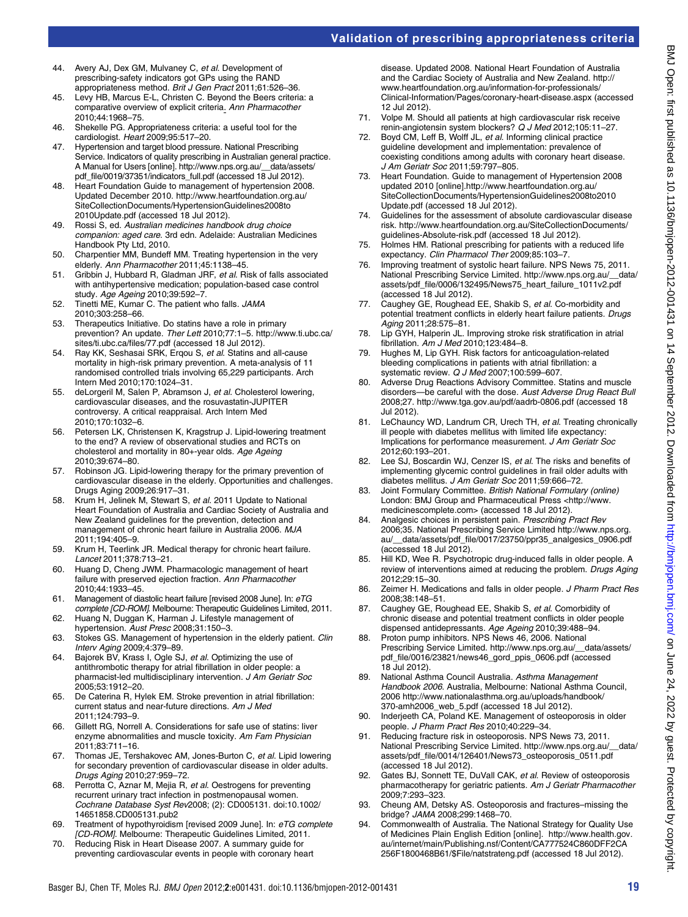44. Avery AJ, Dex GM, Mulvaney C, *et al*. Development of prescribing-safety indicators got GPs using the RAND appropriateness method. *Brit J Gen Pract* 2011;61:526–36.
45. Levy HB, Marcus E-L, Christen C. Beyond the Beers criteria: a comparative overview of explicit criteria. *Ann Pharmacother* 2010;44:1968–75.
46. Shekelle PG. Appropriateness criteria: a useful tool for the cardiologist. *Heart* 2009;95:517–20.
47. Hypertension and target blood pressure. National Prescribing Service. Indicators of quality prescribing in Australian general practice. A Manual for Users [online]. http://www.nps.org.au/__data/assets/pdf_file/0019/37351/indicators_full.pdf (accessed 18 Jul 2012).
48. Heart Foundation Guide to management of hypertension 2008. Updated December 2010. http://www.heartfoundation.org.au/SiteCollectionDocuments/HypertensionGuidelines2008to2010Update.pdf (accessed 18 Jul 2012).
49. Rossi S, ed. *Australian medicines handbook drug choice companion: aged care*. 3rd edn. Adelaide: Australian Medicines Handbook Pty Ltd, 2010.
50. Charpentier MM, Bundeff MM. Treating hypertension in the very elderly. *Ann Pharmacother* 2011;45:1138–45.
51. Gribbin J, Hubbard R, Gladman JRF, *et al*. Risk of falls associated with antihypertensive medication; population-based case control study. *Age Ageing* 2010;39:592–7.
52. Tinetti ME, Kumar C. The patient who falls. *JAMA* 2010;303:258–66.
53. Therapeutics Initiative. Do statins have a role in primary prevention? An update. *Ther Lett* 2010;77:1–5. http://www.ti.ubc.ca/sites/ti.ubc.ca/files/77.pdf (accessed 18 Jul 2012).
54. Ray KK, Seshasai SRK, Erqou S, *et al*. Statins and all-cause mortality in high-risk primary prevention. A meta-analysis of 11 randomised controlled trials involving 65,229 participants. Arch Intern Med 2010;170:1024–31.
55. deLorgeril M, Salen P, Abramson J, *et al*. Cholesterol lowering, cardiovascular diseases, and the rosuvastatin-JUPITER controversy. A critical reappraisal. Arch Intern Med 2010;170:1032–6.
56. Petersen LK, Christensen K, Kragstrup J. Lipid-lowering treatment to the end? A review of observational studies and RCTs on cholesterol and mortality in 80+-year olds. *Age Ageing* 2010;39:674–80.
57. Robinson JG. Lipid-lowering therapy for the primary prevention of cardiovascular disease in the elderly. Opportunities and challenges. Drugs Aging 2009;26:917–31.
58. Krum H, Jelinek M, Stewart S, *et al*. 2011 Update to National Heart Foundation of Australia and Cardiac Society of Australia and New Zealand guidelines for the prevention, detection and management of chronic heart failure in Australia 2006. *MJA* 2011;194:405–9.
59. Krum H, Teerlink JR. Medical therapy for chronic heart failure. *Lancet* 2011;378:713–21.
60. Huang D, Cheng JWM. Pharmacologic management of heart failure with preserved ejection fraction. *Ann Pharmacother* 2010;44:1933–45.
61. Management of diastolic heart failure [revised 2008 June]. In: *eTG complete [CD-ROM]*. Melbourne: Therapeutic Guidelines Limited, 2011.
62. Huang N, Duggan K, Harman J. Lifestyle management of hypertension. *Aust Presc* 2008;31:150–3.
63. Stokes GS. Management of hypertension in the elderly patient. *Clin Interv Aging* 2009;4:379–89.
64. Bajorek BV, Krass I, Ogle SJ, *et al*. Optimizing the use of antithrombotic therapy for atrial fibrillation in older people: a pharmacist-led multidisciplinary intervention. *J Am Geriatr Soc* 2005;53:1912–20.
65. De Caterina R, Hylek EM. Stroke prevention in atrial fibrillation: current status and near-future directions. *Am J Med* 2011;124:793–9.
66. Gillett RG, Norrell A. Considerations for safe use of statins: liver enzyme abnormalities and muscle toxicity. *Am Fam Physician* 2011;83:711–16.
67. Thomas JE, Tershakovec AM, Jones-Burton C, *et al*. Lipid lowering for secondary prevention of cardiovascular disease in older adults. *Drugs Aging* 2010;27:959–72.
68. Perrotta C, Aznar M, Mejia R, *et al*. Oestrogens for preventing recurrent urinary tract infection in postmenopausal women. *Cochrane Database Syst Rev*2008; (2): CD005131. doi:10.1002/14651858.CD005131.pub2
69. Treatment of hypothyroidism [revised 2009 June]. In: *eTG complete [CD-ROM]*. Melbourne: Therapeutic Guidelines Limited, 2011.
70. Reducing Risk in Heart Disease 2007. A summary guide for preventing cardiovascular events in people with coronary heart disease. Updated 2008. National Heart Foundation of Australia and the Cardiac Society of Australia and New Zealand. http://www.heartfoundation.org.au/information-for-professionals/Clinical-Information/Pages/coronary-heart-disease.aspx (accessed 12 Jul 2012).
71. Volpe M. Should all patients at high cardiovascular risk receive renin-angiotensin system blockers? *Q J Med* 2012;105:11–27.
72. Boyd CM, Leff B, Wolff JL, *et al*. Informing clinical practice guideline development and implementation: prevalence of coexisting conditions among adults with coronary heart disease. *J Am Geriatr Soc* 2011;59:797–805.
73. Heart Foundation. Guide to management of Hypertension 2008 updated 2010 [online].http://www.heartfoundation.org.au/SiteCollectionDocuments/HypertensionGuidelines2008to2010Update.pdf (accessed 18 Jul 2012).
74. Guidelines for the assessment of absolute cardiovascular disease risk. http://www.heartfoundation.org.au/SiteCollectionDocuments/guidelines-Absolute-risk.pdf (accessed 18 Jul 2012).
75. Holmes HM. Rational prescribing for patients with a reduced life expectancy. *Clin Pharmacol Ther* 2009;85:103–7.
76. Improving treatment of systolic heart failure. NPS News 75, 2011. National Prescribing Service Limited. http://www.nps.org.au/__data/assets/pdf_file/0006/132495/News75_heart_failure_1011v2.pdf (accessed 18 Jul 2012).
77. Caughey GE, Roughead EE, Shakib S, *et al*. Co-morbidity and potential treatment conflicts in elderly heart failure patients. *Drugs Aging* 2011;28:575–81.
78. Lip GYH, Halperin JL. Improving stroke risk stratification in atrial fibrillation. *Am J Med* 2010;123:484–8.
79. Hughes M, Lip GYH. Risk factors for anticoagulation-related bleeding complications in patients with atrial fibrillation: a systematic review. *Q J Med* 2007;100:599–607.
80. Adverse Drug Reactions Advisory Committee. Statins and muscle disorders—be careful with the dose. *Aust Adverse Drug React Bull* 2008;27. http://www.tga.gov.au/pdf/aadrb-0806.pdf (accessed 18 Jul 2012).
81. LeChauncy WD, Landrum CR, Urech TH, *et al*. Treating chronically ill people with diabetes mellitus with limited life expectancy: Implications for performance measurement. *J Am Geriatr Soc* 2012;60:193–201.
82. Lee SJ, Boscardin WJ, Cenzer IS, *et al*. The risks and benefits of implementing glycemic control guidelines in frail older adults with diabetes mellitus. *J Am Geriatr Soc* 2011;59:666–72.
83. Joint Formulary Committee. *British National Formulary (online)* London: BMJ Group and Pharmaceutical Press <http://www.medicinescomplete.com> (accessed 18 Jul 2012).
84. Analgesic choices in persistent pain. *Prescribing Pract Rev* 2006;35. National Prescribing Service Limited http://www.nps.org.au/__data/assets/pdf_file/0017/23750/ppr35_analgesics_0906.pdf (accessed 18 Jul 2012).
85. Hill KD, Wee R. Psychotropic drug-induced falls in older people. A review of interventions aimed at reducing the problem. *Drugs Aging* 2012;29:15–30.
86. Zeimer H. Medications and falls in older people. *J Pharm Pract Res* 2008;38:148–51.
87. Caughey GE, Roughead EE, Shakib S, *et al*. Comorbidity of chronic disease and potential treatment conflicts in older people dispensed antidepressants. *Age Ageing* 2010;39:488–94.
88. Proton pump inhibitors. NPS News 46, 2006. National Prescribing Service Limited. http://www.nps.org.au/__data/assets/pdf_file/0016/23821/news46_gord_ppis_0606.pdf (accessed 18 Jul 2012).
89. National Asthma Council Australia. *Asthma Management Handbook 2006*. Australia, Melbourne: National Asthma Council, 2006 http://www.nationalasthma.org.au/uploads/handbook/370-amh2006_web_5.pdf (accessed 18 Jul 2012).
90. Inderjeeth CA, Poland KE. Management of osteoporosis in older people. *J Pharm Pract Res* 2010;40:229–34.
91. Reducing fracture risk in osteoporosis. NPS News 73, 2011. National Prescribing Service Limited. http://www.nps.org.au/__data/assets/pdf_file/0014/126401/News73_osteoporosis_0511.pdf (accessed 18 Jul 2012).
92. Gates BJ, Sonnett TE, DuVall CAK, *et al*. Review of osteoporosis pharmacotherapy for geriatric patients. *Am J Geriatr Pharmacother* 2009;7:293–323.
93. Cheung AM, Detsky AS. Osteoporosis and fractures–missing the bridge? *JAMA* 2008;299:1468–70.
94. Commonwealth of Australia. The National Strategy for Quality Use of Medicines Plain English Edition [online]. http://www.health.gov.au/internet/main/Publishing.nsf/Content/CA777524C860DFF2CA256F1800468B61/$File/natstrateg.pdf (accessed 18 Jul 2012).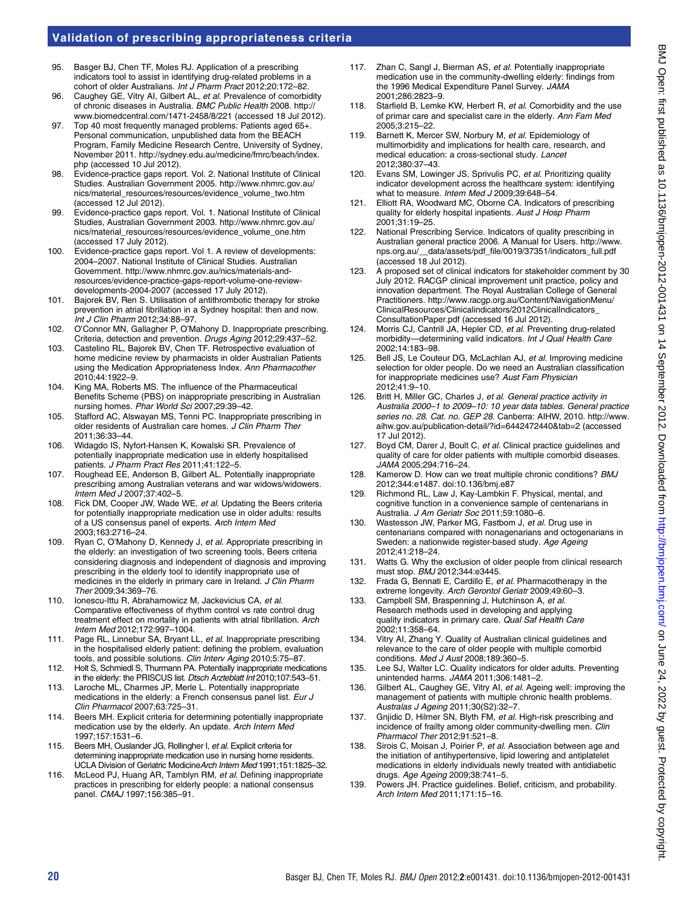95. Basger BJ, Chen TF, Moles RJ. Application of a prescribing indicators tool to assist in identifying drug-related problems in a cohort of older Australians. *Int J Pharm Pract* 2012;20:172–82.
96. Caughey GE, Vitry AI, Gilbert AL, *et al*. Prevalence of comorbidity of chronic diseases in Australia. *BMC Public Health* 2008. http://www.biomedcentral.com/1471-2458/8/221 (accessed 18 Jul 2012).
97. Top 40 most frequently managed problems: Patients aged 65+. Personal communication, unpublished data from the BEACH Program, Family Medicine Research Centre, University of Sydney, November 2011. http://sydney.edu.au/medicine/fmrc/beach/index.php (accessed 10 Jul 2012).
98. Evidence-practice gaps report. Vol. 2. National Institute of Clinical Studies. Australian Government 2005. http://www.nhmrc.gov.au/nics/material_resources/resources/evidence_volume_two.htm (accessed 12 Jul 2012).
99. Evidence-practice gaps report. Vol. 1. National Institute of Clinical Studies, Australian Government 2003. http://www.nhmrc.gov.au/nics/material_resources/resources/evidence_volume_one.htm (accessed 17 July 2012).
100. Evidence-practice gaps report. Vol 1. A review of developments: 2004–2007. National Institute of Clinical Studies. Australian Government. http://www.nhmrc.gov.au/nics/materials-and-resources/evidence-practice-gaps-report-volume-one-review-developments-2004-2007 (accessed 17 July 2012).
101. Bajorek BV, Ren S. Utilisation of antithrombotic therapy for stroke prevention in atrial fibrillation in a Sydney hospital: then and now. *Int J Clin Pharm* 2012;34:88–97.
102. O'Connor MN, Gallagher P, O'Mahony D. Inappropriate prescribing. Criteria, detection and prevention. *Drugs Aging* 2012;29:437–52.
103. Castelino RL, Bajorek BV, Chen TF. Retrospective evaluation of home medicine review by pharmacists in older Australian Patients using the Medication Appropriateness Index. *Ann Pharmacother* 2010;44:1922–9.
104. King MA, Roberts MS. The influence of the Pharmaceutical Benefits Scheme (PBS) on inappropriate prescribing in Australian nursing homes. *Phar World Sci* 2007;29:39–42.
105. Stafford AC, Alswayan MS, Tenni PC. Inappropriate prescribing in older residents of Australian care homes. *J Clin Pharm Ther* 2011;36:33–44.
106. Widagdo IS, Nyfort-Hansen K, Kowalski SR. Prevalence of potentially inappropriate medication use in elderly hospitalised patients. *J Pharm Pract Res* 2011;41:122–5.
107. Roughead EE, Anderson B, Gilbert AL. Potentially inappropriate prescribing among Australian veterans and war widows/widowers. *Intern Med J* 2007;37:402–5.
108. Fick DM, Cooper JW, Wade WE, *et al*. Updating the Beers criteria for potentially inappropriate medication use in older adults: results of a US consensus panel of experts. *Arch Intern Med* 2003;163:2716–24.
109. Ryan C, O'Mahony D, Kennedy J, *et al*. Appropriate prescribing in the elderly: an investigation of two screening tools, Beers criteria considering diagnosis and independent of diagnosis and improving prescribing in the elderly tool to identify inappropriate use of medicines in the elderly in primary care in Ireland. *J Clin Pharm Ther* 2009;34:369–76.
110. Ionescu-Ittu R, Abrahamowicz M, Jackevicius CA, *et al*. Comparative effectiveness of rhythm control vs rate control drug treatment effect on mortality in patients with atrial fibrillation. *Arch Intern Med* 2012;172:997–1004.
111. Page RL, Linnebur SA, Bryant LL, *et al*. Inappropriate prescribing in the hospitalised elderly patient: defining the problem, evaluation tools, and possible solutions. *Clin Interv Aging* 2010;5:75–87.
112. Holt S, Schmiedl S, Thurmann PA. Potentially inappropriate medications in the elderly: the PRISCUS list. *Dtsch Arzteblatt Int* 2010;107:543–51.
113. Laroche ML, Charmes JP, Merle L. Potentially inappropriate medications in the elderly: a French consensus panel list. *Eur J Clin Pharmacol* 2007;63:725–31.
114. Beers MH. Explicit criteria for determining potentially inappropriate medication use by the elderly. An update. *Arch Intern Med* 1997;157:1531–6.
115. Beers MH, Ouslander JG, Rollingher I, *et al*. Explicit criteria for determining inappropriate medication use in nursing home residents. UCLA Division of Geriatric Medicine*Arch Intern Med* 1991;151:1825–32.
116. McLeod PJ, Huang AR, Tamblyn RM, *et al*. Defining inappropriate practices in prescribing for elderly people: a national consensus panel. *CMAJ* 1997;156:385–91.
117. Zhan C, Sangl J, Bierman AS, *et al*. Potentially inappropriate medication use in the community-dwelling elderly: findings from the 1996 Medical Expenditure Panel Survey. *JAMA* 2001;286:2823–9.
118. Starfield B, Lemke KW, Herbert R, *et al*. Comorbidity and the use of primar care and specialist care in the elderly. *Ann Fam Med* 2005;3:215–22.
119. Barnett K, Mercer SW, Norbury M, *et al*. Epidemiology of multimorbidity and implications for health care, research, and medical education: a cross-sectional study. *Lancet* 2012;380:37–43.
120. Evans SM, Lowinger JS, Sprivulis PC, *et al*. Prioritizing quality indicator development across the healthcare system: identifying what to measure. *Intern Med J* 2009;39:648–54.
121. Elliott RA, Woodward MC, Oborne CA. Indicators of prescribing quality for elderly hospital inpatients. *Aust J Hosp Pharm* 2001;31:19–25.
122. National Prescribing Service. Indicators of quality prescribing in Australian general practice 2006. A Manual for Users. http://www.nps.org.au/__data/assets/pdf_file/0019/37351/indicators_full.pdf (accessed 18 Jul 2012).
123. A proposed set of clinical indicators for stakeholder comment by 30 July 2012. RACGP clinical improvement unit practice, policy and innovation department. The Royal Australian College of General Practitioners. http://www.racgp.org.au/Content/NavigationMenu/ClinicalResources/Clinicalindicators/2012ClinicalIndicators_ConsultationPaper.pdf (accessed 16 Jul 2012).
124. Morris CJ, Cantrill JA, Hepler CD, *et al*. Preventing drug-related morbidity—determining valid indicators. *Int J Qual Health Care* 2002;14:183–98.
125. Bell JS, Le Couteur DG, McLachlan AJ, *et al*. Improving medicine selection for older people. Do we need an Australian classification for inappropriate medicines use? *Aust Fam Physician* 2012;41:9–10.
126. Britt H, Miller GC, Charles J, *et al*. *General practice activity in Australia 2000–1 to 2009–10: 10 year data tables. General practice series no. 28. Cat. no. GEP 28*. Canberra: AIHW, 2010. http://www.aihw.gov.au/publication-detail/?id=6442472440&tab=2 (accessed 17 Jul 2012).
127. Boyd CM, Darer J, Boult C, *et al*. Clinical practice guidelines and quality of care for older patients with multiple comorbid diseases. *JAMA* 2005;294:716–24.
128. Kamerow D. How can we treat multiple chronic conditions? *BMJ* 2012;344:e1487. doi:10.136/bmj.e87
129. Richmond RL, Law J, Kay-Lambkin F. Physical, mental, and cognitive function in a convenience sample of centenarians in Australia. *J Am Geriatr Soc* 2011;59:1080–6.
130. Wastesson JW, Parker MG, Fastbom J, *et al*. Drug use in centenarians compared with nonagenarians and octogenarians in Sweden: a nationwide register-based study. *Age Ageing* 2012;41:218–24.
131. Watts G. Why the exclusion of older people from clinical research must stop. *BMJ* 2012;344:e3445.
132. Frada G, Bennati E, Cardillo E, *et al*. Pharmacotherapy in the extreme longevity. *Arch Gerontol Geriatr* 2009;49:60–3.
133. Campbell SM, Braspenning J, Hutchinson A, *et al*. Research methods used in developing and applying quality indicators in primary care. *Qual Saf Health Care* 2002;11:358–64.
134. Vitry AI, Zhang Y. Quality of Australian clinical guidelines and relevance to the care of older people with multiple comorbid conditions. *Med J Aust* 2008;189:360–5.
135. Lee SJ, Walter LC. Quality indicators for older adults. Preventing unintended harms. *JAMA* 2011;306:1481–2.
136. Gilbert AL, Caughey GE, Vitry AI, *et al*. Ageing well: improving the management of patients with multiple chronic health problems. *Australas J Ageing* 2011;30(S2):32–7.
137. Gnjidic D, Hilmer SN, Blyth FM, *et al*. High-risk prescribing and incidence of frailty among older community-dwelling men. *Clin Pharmacol Ther* 2012;91:521–8.
138. Sirois C, Moisan J, Poirier P, *et al*. Association between age and the initiation of antihypertensive, lipid lowering and antiplatelet medications in elderly individuals newly treated with antidiabetic drugs. *Age Ageing* 2009;38:741–5.
139. Powers JH. Practice guidelines. Belief, criticism, and probability. *Arch Intern Med* 2011;171:15–16.